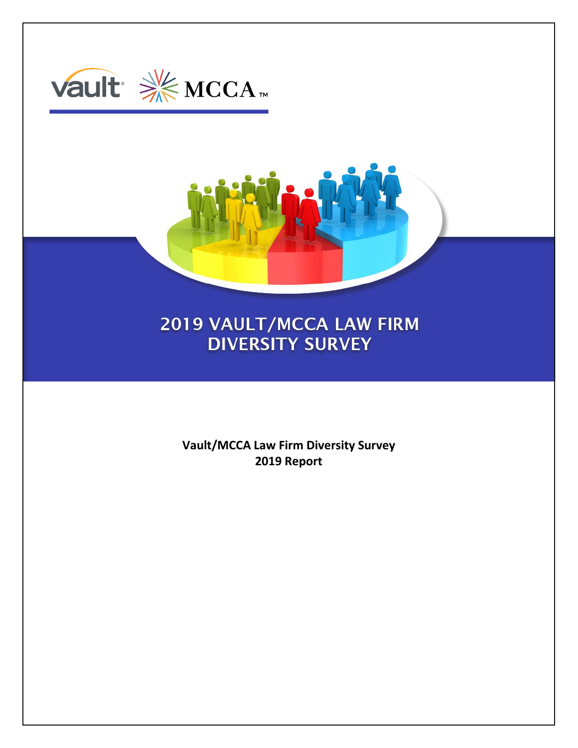vault MCCA™

# 2019 VAULT/MCCA LAW FIRM DIVERSITY SURVEY

**Vault/MCCA Law Firm Diversity Survey**
**2019 Report**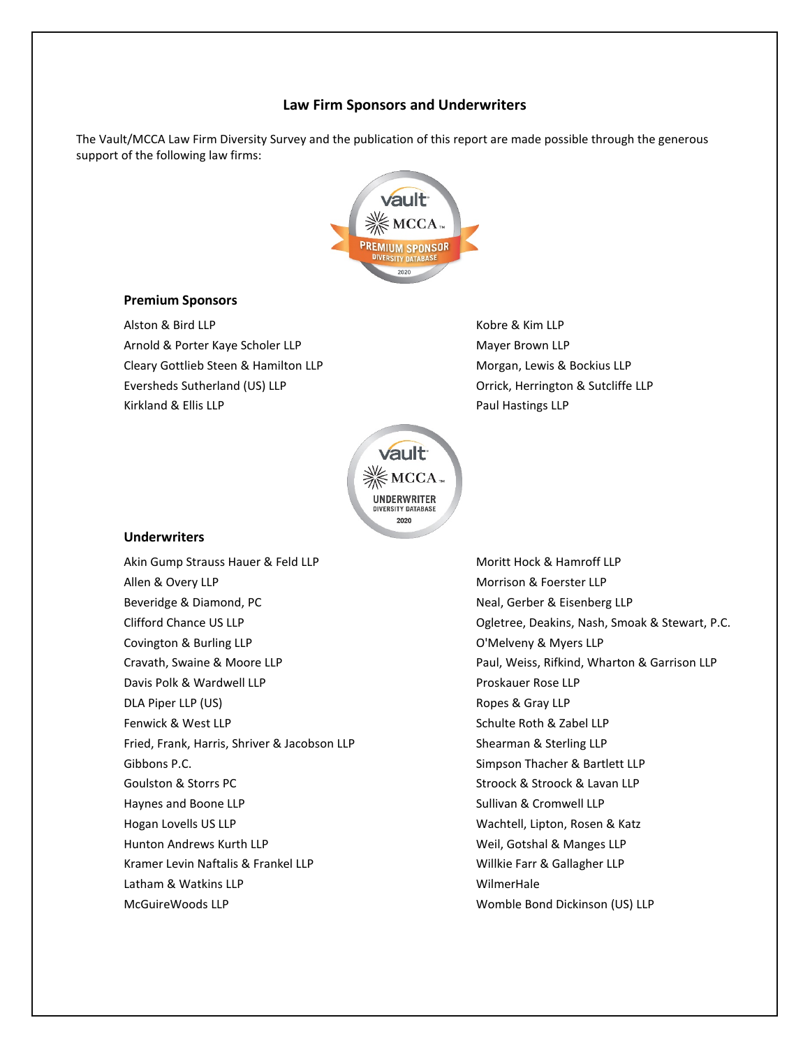## Law Firm Sponsors and Underwriters

The Vault/MCCA Law Firm Diversity Survey and the publication of this report are made possible through the generous support of the following law firms:

### Premium Sponsors

- Alston & Bird LLP
- Arnold & Porter Kaye Scholer LLP
- Cleary Gottlieb Steen & Hamilton LLP
- Eversheds Sutherland (US) LLP
- Kirkland & Ellis LLP
- Kobre & Kim LLP
- Mayer Brown LLP
- Morgan, Lewis & Bockius LLP
- Orrick, Herrington & Sutcliffe LLP
- Paul Hastings LLP

### Underwriters

- Akin Gump Strauss Hauer & Feld LLP
- Allen & Overy LLP
- Beveridge & Diamond, PC
- Clifford Chance US LLP
- Covington & Burling LLP
- Cravath, Swaine & Moore LLP
- Davis Polk & Wardwell LLP
- DLA Piper LLP (US)
- Fenwick & West LLP
- Fried, Frank, Harris, Shriver & Jacobson LLP
- Gibbons P.C.
- Goulston & Storrs PC
- Haynes and Boone LLP
- Hogan Lovells US LLP
- Hunton Andrews Kurth LLP
- Kramer Levin Naftalis & Frankel LLP
- Latham & Watkins LLP
- McGuireWoods LLP
- Moritt Hock & Hamroff LLP
- Morrison & Foerster LLP
- Neal, Gerber & Eisenberg LLP
- Ogletree, Deakins, Nash, Smoak & Stewart, P.C.
- O'Melveny & Myers LLP
- Paul, Weiss, Rifkind, Wharton & Garrison LLP
- Proskauer Rose LLP
- Ropes & Gray LLP
- Schulte Roth & Zabel LLP
- Shearman & Sterling LLP
- Simpson Thacher & Bartlett LLP
- Stroock & Stroock & Lavan LLP
- Sullivan & Cromwell LLP
- Wachtell, Lipton, Rosen & Katz
- Weil, Gotshal & Manges LLP
- Willkie Farr & Gallagher LLP
- WilmerHale
- Womble Bond Dickinson (US) LLP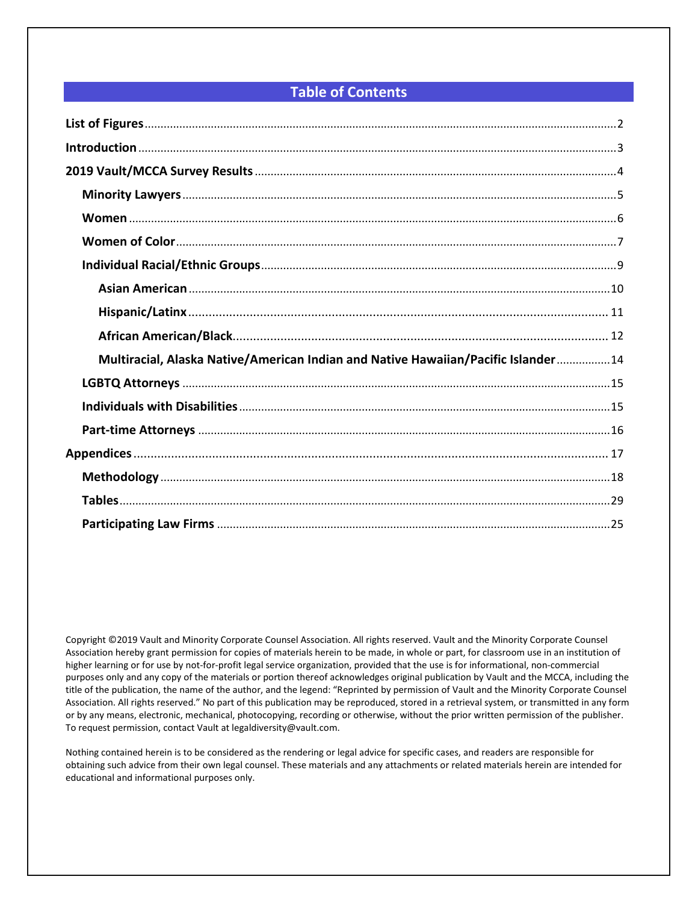# Table of Contents

**List of Figures** .......... 2

**Introduction** .......... 3

**2019 Vault/MCCA Survey Results** .......... 4

- **Minority Lawyers** .......... 5
- **Women** .......... 6
- **Women of Color** .......... 7
- **Individual Racial/Ethnic Groups** .......... 9
  - **Asian American** .......... 10
  - **Hispanic/Latinx** .......... 11
  - **African American/Black** .......... 12
  - **Multiracial, Alaska Native/American Indian and Native Hawaiian/Pacific Islander** .......... 14
- **LGBTQ Attorneys** .......... 15
- **Individuals with Disabilities** .......... 15
- **Part-time Attorneys** .......... 16

**Appendices** .......... 17

- **Methodology** .......... 18
- **Tables** .......... 29
- **Participating Law Firms** .......... 25

Copyright ©2019 Vault and Minority Corporate Counsel Association. All rights reserved. Vault and the Minority Corporate Counsel Association hereby grant permission for copies of materials herein to be made, in whole or part, for classroom use in an institution of higher learning or for use by not-for-profit legal service organization, provided that the use is for informational, non-commercial purposes only and any copy of the materials or portion thereof acknowledges original publication by Vault and the MCCA, including the title of the publication, the name of the author, and the legend: "Reprinted by permission of Vault and the Minority Corporate Counsel Association. All rights reserved." No part of this publication may be reproduced, stored in a retrieval system, or transmitted in any form or by any means, electronic, mechanical, photocopying, recording or otherwise, without the prior written permission of the publisher. To request permission, contact Vault at legaldiversity@vault.com.

Nothing contained herein is to be considered as the rendering or legal advice for specific cases, and readers are responsible for obtaining such advice from their own legal counsel. These materials and any attachments or related materials herein are intended for educational and informational purposes only.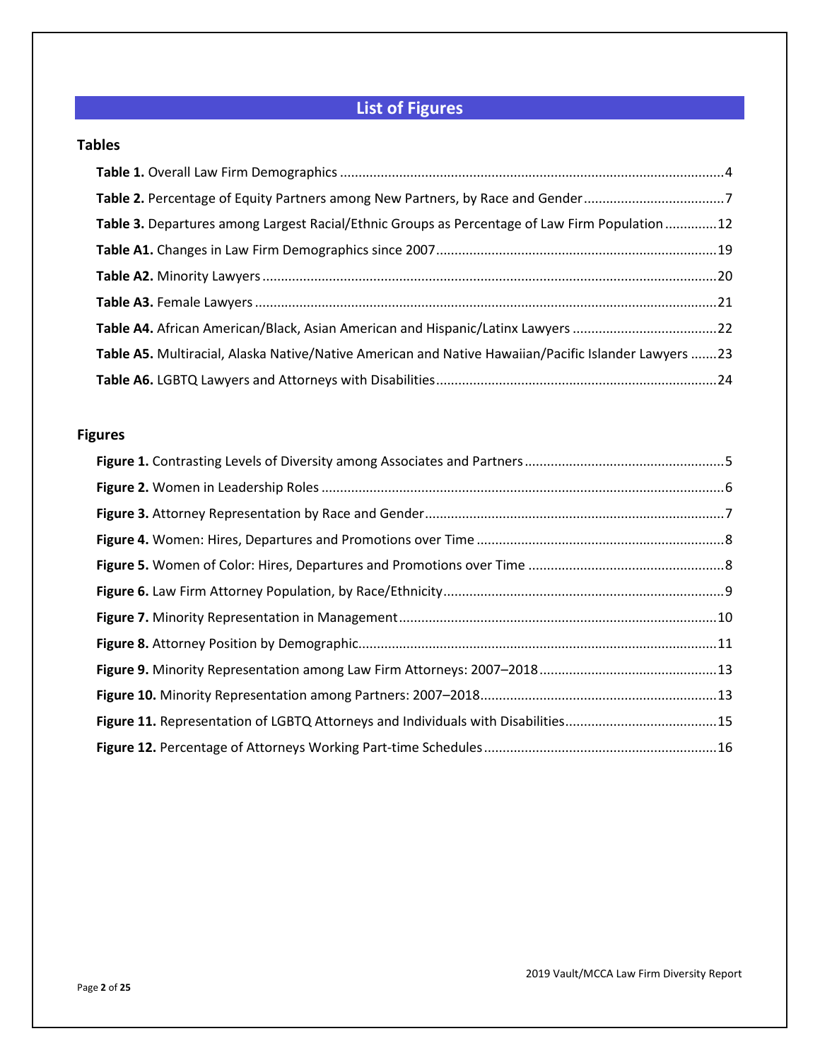# List of Figures

## Tables

**Table 1.** Overall Law Firm Demographics ....................................................................................................4

**Table 2.** Percentage of Equity Partners among New Partners, by Race and Gender......................................7

**Table 3.** Departures among Largest Racial/Ethnic Groups as Percentage of Law Firm Population ..............12

**Table A1.** Changes in Law Firm Demographics since 2007............................................................................19

**Table A2.** Minority Lawyers ............................................................................................................................20

**Table A3.** Female Lawyers ..............................................................................................................................21

**Table A4.** African American/Black, Asian American and Hispanic/Latinx Lawyers .......................................22

**Table A5.** Multiracial, Alaska Native/Native American and Native Hawaiian/Pacific Islander Lawyers .......23

**Table A6.** LGBTQ Lawyers and Attorneys with Disabilities............................................................................24

## Figures

**Figure 1.** Contrasting Levels of Diversity among Associates and Partners ......................................................5

**Figure 2.** Women in Leadership Roles ..............................................................................................................6

**Figure 3.** Attorney Representation by Race and Gender.................................................................................7

**Figure 4.** Women: Hires, Departures and Promotions over Time ...................................................................8

**Figure 5.** Women of Color: Hires, Departures and Promotions over Time .....................................................8

**Figure 6.** Law Firm Attorney Population, by Race/Ethnicity............................................................................9

**Figure 7.** Minority Representation in Management......................................................................................10

**Figure 8.** Attorney Position by Demographic.................................................................................................11

**Figure 9.** Minority Representation among Law Firm Attorneys: 2007–2018................................................13

**Figure 10.** Minority Representation among Partners: 2007–2018................................................................13

**Figure 11.** Representation of LGBTQ Attorneys and Individuals with Disabilities.........................................15

**Figure 12.** Percentage of Attorneys Working Part-time Schedules ...............................................................16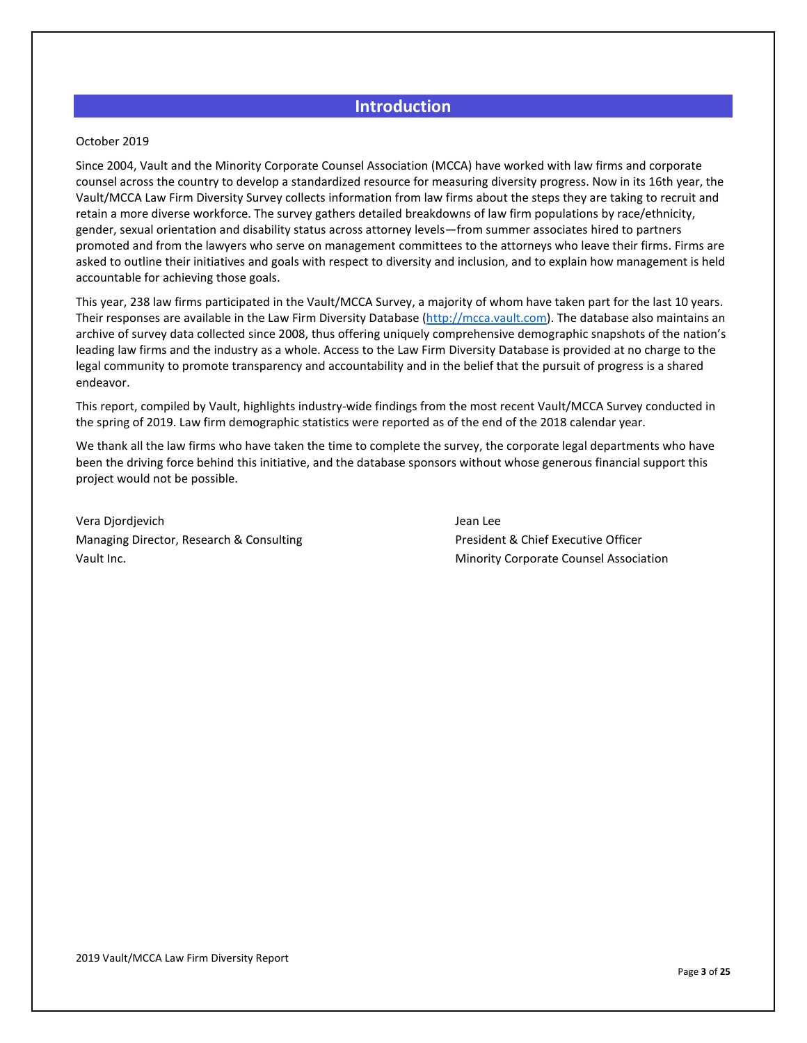# Introduction

October 2019

Since 2004, Vault and the Minority Corporate Counsel Association (MCCA) have worked with law firms and corporate counsel across the country to develop a standardized resource for measuring diversity progress. Now in its 16th year, the Vault/MCCA Law Firm Diversity Survey collects information from law firms about the steps they are taking to recruit and retain a more diverse workforce. The survey gathers detailed breakdowns of law firm populations by race/ethnicity, gender, sexual orientation and disability status across attorney levels—from summer associates hired to partners promoted and from the lawyers who serve on management committees to the attorneys who leave their firms. Firms are asked to outline their initiatives and goals with respect to diversity and inclusion, and to explain how management is held accountable for achieving those goals.

This year, 238 law firms participated in the Vault/MCCA Survey, a majority of whom have taken part for the last 10 years. Their responses are available in the Law Firm Diversity Database (http://mcca.vault.com). The database also maintains an archive of survey data collected since 2008, thus offering uniquely comprehensive demographic snapshots of the nation's leading law firms and the industry as a whole. Access to the Law Firm Diversity Database is provided at no charge to the legal community to promote transparency and accountability and in the belief that the pursuit of progress is a shared endeavor.

This report, compiled by Vault, highlights industry-wide findings from the most recent Vault/MCCA Survey conducted in the spring of 2019. Law firm demographic statistics were reported as of the end of the 2018 calendar year.

We thank all the law firms who have taken the time to complete the survey, the corporate legal departments who have been the driving force behind this initiative, and the database sponsors without whose generous financial support this project would not be possible.

Vera Djordjevich
Managing Director, Research & Consulting
Vault Inc.

Jean Lee
President & Chief Executive Officer
Minority Corporate Counsel Association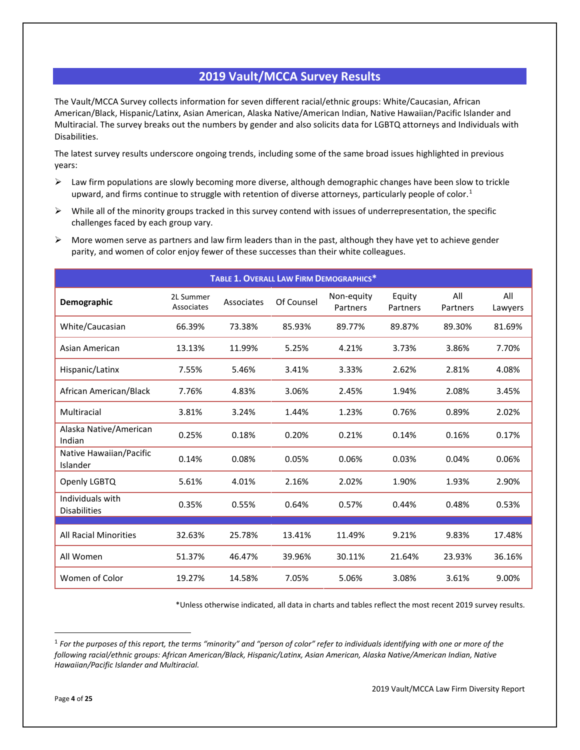## 2019 Vault/MCCA Survey Results

The Vault/MCCA Survey collects information for seven different racial/ethnic groups: White/Caucasian, African American/Black, Hispanic/Latinx, Asian American, Alaska Native/American Indian, Native Hawaiian/Pacific Islander and Multiracial. The survey breaks out the numbers by gender and also solicits data for LGBTQ attorneys and Individuals with Disabilities.

The latest survey results underscore ongoing trends, including some of the same broad issues highlighted in previous years:

- Law firm populations are slowly becoming more diverse, although demographic changes have been slow to trickle upward, and firms continue to struggle with retention of diverse attorneys, particularly people of color.[1]
- While all of the minority groups tracked in this survey contend with issues of underrepresentation, the specific challenges faced by each group vary.
- More women serve as partners and law firm leaders than in the past, although they have yet to achieve gender parity, and women of color enjoy fewer of these successes than their white colleagues.

**Table 1. Overall Law Firm Demographics***

| Demographic | 2L Summer Associates | Associates | Of Counsel | Non-equity Partners | Equity Partners | All Partners | All Lawyers |
|---|---|---|---|---|---|---|---|
| White/Caucasian | 66.39% | 73.38% | 85.93% | 89.77% | 89.87% | 89.30% | 81.69% |
| Asian American | 13.13% | 11.99% | 5.25% | 4.21% | 3.73% | 3.86% | 7.70% |
| Hispanic/Latinx | 7.55% | 5.46% | 3.41% | 3.33% | 2.62% | 2.81% | 4.08% |
| African American/Black | 7.76% | 4.83% | 3.06% | 2.45% | 1.94% | 2.08% | 3.45% |
| Multiracial | 3.81% | 3.24% | 1.44% | 1.23% | 0.76% | 0.89% | 2.02% |
| Alaska Native/American Indian | 0.25% | 0.18% | 0.20% | 0.21% | 0.14% | 0.16% | 0.17% |
| Native Hawaiian/Pacific Islander | 0.14% | 0.08% | 0.05% | 0.06% | 0.03% | 0.04% | 0.06% |
| Openly LGBTQ | 5.61% | 4.01% | 2.16% | 2.02% | 1.90% | 1.93% | 2.90% |
| Individuals with Disabilities | 0.35% | 0.55% | 0.64% | 0.57% | 0.44% | 0.48% | 0.53% |
| All Racial Minorities | 32.63% | 25.78% | 13.41% | 11.49% | 9.21% | 9.83% | 17.48% |
| All Women | 51.37% | 46.47% | 39.96% | 30.11% | 21.64% | 23.93% | 36.16% |
| Women of Color | 19.27% | 14.58% | 7.05% | 5.06% | 3.08% | 3.61% | 9.00% |

*Unless otherwise indicated, all data in charts and tables reflect the most recent 2019 survey results.

[1] *For the purposes of this report, the terms "minority" and "person of color" refer to individuals identifying with one or more of the following racial/ethnic groups: African American/Black, Hispanic/Latinx, Asian American, Alaska Native/American Indian, Native Hawaiian/Pacific Islander and Multiracial.*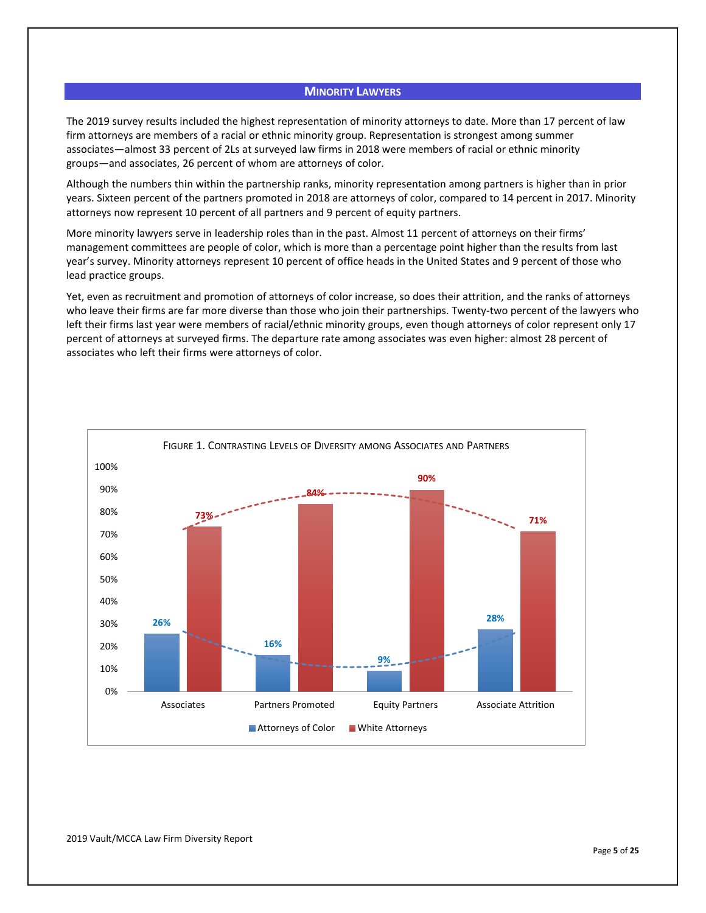## Minority Lawyers

The 2019 survey results included the highest representation of minority attorneys to date. More than 17 percent of law firm attorneys are members of a racial or ethnic minority group. Representation is strongest among summer associates—almost 33 percent of 2Ls at surveyed law firms in 2018 were members of racial or ethnic minority groups—and associates, 26 percent of whom are attorneys of color.

Although the numbers thin within the partnership ranks, minority representation among partners is higher than in prior years. Sixteen percent of the partners promoted in 2018 are attorneys of color, compared to 14 percent in 2017. Minority attorneys now represent 10 percent of all partners and 9 percent of equity partners.

More minority lawyers serve in leadership roles than in the past. Almost 11 percent of attorneys on their firms' management committees are people of color, which is more than a percentage point higher than the results from last year's survey. Minority attorneys represent 10 percent of office heads in the United States and 9 percent of those who lead practice groups.

Yet, even as recruitment and promotion of attorneys of color increase, so does their attrition, and the ranks of attorneys who leave their firms are far more diverse than those who join their partnerships. Twenty-two percent of the lawyers who left their firms last year were members of racial/ethnic minority groups, even though attorneys of color represent only 17 percent of attorneys at surveyed firms. The departure rate among associates was even higher: almost 28 percent of associates who left their firms were attorneys of color.

Figure 1. Contrasting Levels of Diversity among Associates and Partners

| | Attorneys of Color | White Attorneys |
|---|---|---|
| Associates | 26% | 73% |
| Partners Promoted | 16% | 84% |
| Equity Partners | 9% | 90% |
| Associate Attrition | 28% | 71% |

2019 Vault/MCCA Law Firm Diversity Report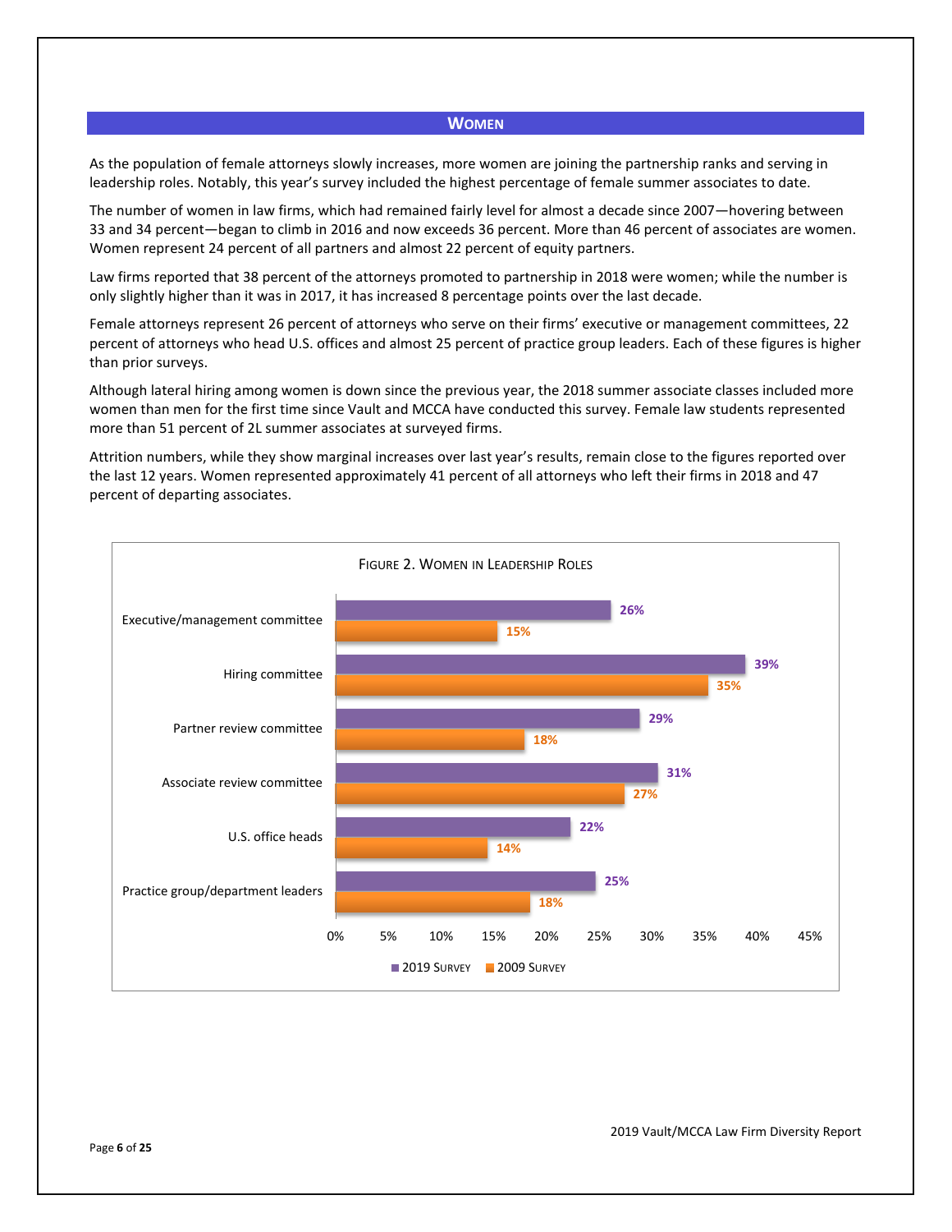## Women

As the population of female attorneys slowly increases, more women are joining the partnership ranks and serving in leadership roles. Notably, this year's survey included the highest percentage of female summer associates to date.

The number of women in law firms, which had remained fairly level for almost a decade since 2007—hovering between 33 and 34 percent—began to climb in 2016 and now exceeds 36 percent. More than 46 percent of associates are women. Women represent 24 percent of all partners and almost 22 percent of equity partners.

Law firms reported that 38 percent of the attorneys promoted to partnership in 2018 were women; while the number is only slightly higher than it was in 2017, it has increased 8 percentage points over the last decade.

Female attorneys represent 26 percent of attorneys who serve on their firms' executive or management committees, 22 percent of attorneys who head U.S. offices and almost 25 percent of practice group leaders. Each of these figures is higher than prior surveys.

Although lateral hiring among women is down since the previous year, the 2018 summer associate classes included more women than men for the first time since Vault and MCCA have conducted this survey. Female law students represented more than 51 percent of 2L summer associates at surveyed firms.

Attrition numbers, while they show marginal increases over last year's results, remain close to the figures reported over the last 12 years. Women represented approximately 41 percent of all attorneys who left their firms in 2018 and 47 percent of departing associates.

Figure 2. Women in Leadership Roles

| | 2019 Survey | 2009 Survey |
|---|---|---|
| Executive/management committee | 26% | 15% |
| Hiring committee | 39% | 35% |
| Partner review committee | 29% | 18% |
| Associate review committee | 31% | 27% |
| U.S. office heads | 22% | 14% |
| Practice group/department leaders | 25% | 18% |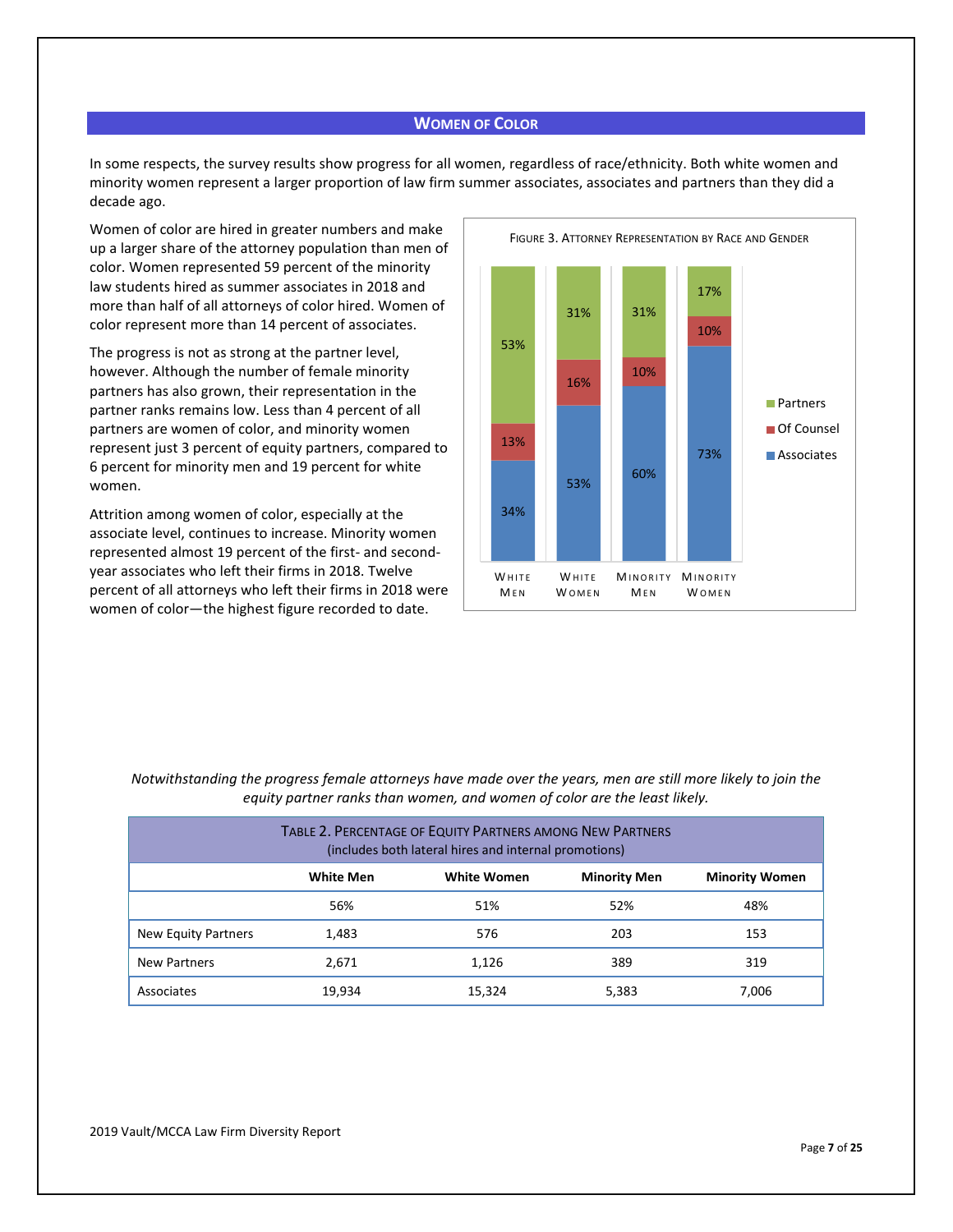## WOMEN OF COLOR

In some respects, the survey results show progress for all women, regardless of race/ethnicity. Both white women and minority women represent a larger proportion of law firm summer associates, associates and partners than they did a decade ago.

Women of color are hired in greater numbers and make up a larger share of the attorney population than men of color. Women represented 59 percent of the minority law students hired as summer associates in 2018 and more than half of all attorneys of color hired. Women of color represent more than 14 percent of associates.

The progress is not as strong at the partner level, however. Although the number of female minority partners has also grown, their representation in the partner ranks remains low. Less than 4 percent of all partners are women of color, and minority women represent just 3 percent of equity partners, compared to 6 percent for minority men and 19 percent for white women.

Attrition among women of color, especially at the associate level, continues to increase. Minority women represented almost 19 percent of the first- and second-year associates who left their firms in 2018. Twelve percent of all attorneys who left their firms in 2018 were women of color—the highest figure recorded to date.

FIGURE 3. ATTORNEY REPRESENTATION BY RACE AND GENDER

| | White Men | White Women | Minority Men | Minority Women |
|---|---|---|---|---|
| Partners | 53% | 31% | 31% | 17% |
| Of Counsel | 13% | 16% | 10% | 10% |
| Associates | 34% | 53% | 60% | 73% |

*Notwithstanding the progress female attorneys have made over the years, men are still more likely to join the equity partner ranks than women, and women of color are the least likely.*

TABLE 2. PERCENTAGE OF EQUITY PARTNERS AMONG NEW PARTNERS
(includes both lateral hires and internal promotions)

| | White Men | White Women | Minority Men | Minority Women |
|---|---|---|---|---|
| | 56% | 51% | 52% | 48% |
| New Equity Partners | 1,483 | 576 | 203 | 153 |
| New Partners | 2,671 | 1,126 | 389 | 319 |
| Associates | 19,934 | 15,324 | 5,383 | 7,006 |

2019 Vault/MCCA Law Firm Diversity Report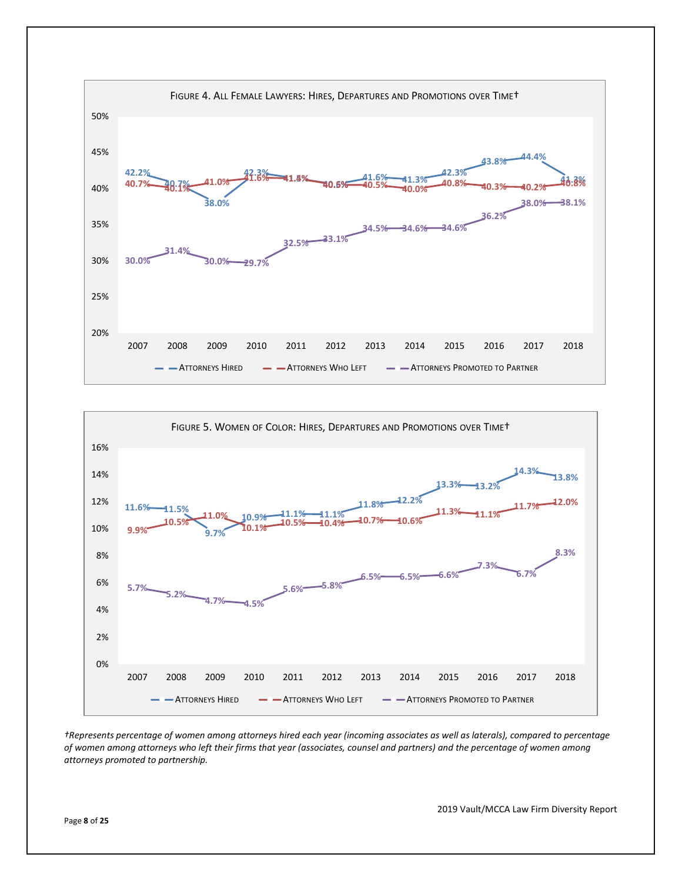FIGURE 4. ALL FEMALE LAWYERS: HIRES, DEPARTURES AND PROMOTIONS OVER TIME†

| Year | Attorneys Hired | Attorneys Who Left | Attorneys Promoted to Partner |
|---|---|---|---|
| 2007 | 42.2% | 40.7% | 30.0% |
| 2008 | 40.7% | 40.1% | 31.4% |
| 2009 | 38.0% | 41.0% | 30.0% |
| 2010 | 42.3% | 41.6% | 29.7% |
| 2011 | 41.5% | 41.4% | 32.5% |
| 2012 | 40.6% | 40.5% | 33.1% |
| 2013 | 41.6% | 40.5% | 34.5% |
| 2014 | 41.3% | 40.0% | 34.6% |
| 2015 | 42.3% | 40.8% | 34.6% |
| 2016 | 43.8% | 40.3% | 36.2% |
| 2017 | 44.4% | 40.2% | 38.0% |
| 2018 | 41.3% | 40.8% | 38.1% |

FIGURE 5. WOMEN OF COLOR: HIRES, DEPARTURES AND PROMOTIONS OVER TIME†

| Year | Attorneys Hired | Attorneys Who Left | Attorneys Promoted to Partner |
|---|---|---|---|
| 2007 | 11.6% | 9.9% | 5.7% |
| 2008 | 11.5% | 10.5% | 5.2% |
| 2009 | 9.7% | 11.0% | 4.7% |
| 2010 | 10.9% | 10.1% | 4.5% |
| 2011 | 11.1% | 10.5% | 5.6% |
| 2012 | 11.1% | 10.4% | 5.8% |
| 2013 | 11.8% | 10.7% | 6.5% |
| 2014 | 12.2% | 10.6% | 6.5% |
| 2015 | 13.3% | 11.3% | 6.6% |
| 2016 | 13.2% | 11.1% | 7.3% |
| 2017 | 14.3% | 11.7% | 6.7% |
| 2018 | 13.8% | 12.0% | 8.3% |

*†Represents percentage of women among attorneys hired each year (incoming associates as well as laterals), compared to percentage of women among attorneys who left their firms that year (associates, counsel and partners) and the percentage of women among attorneys promoted to partnership.*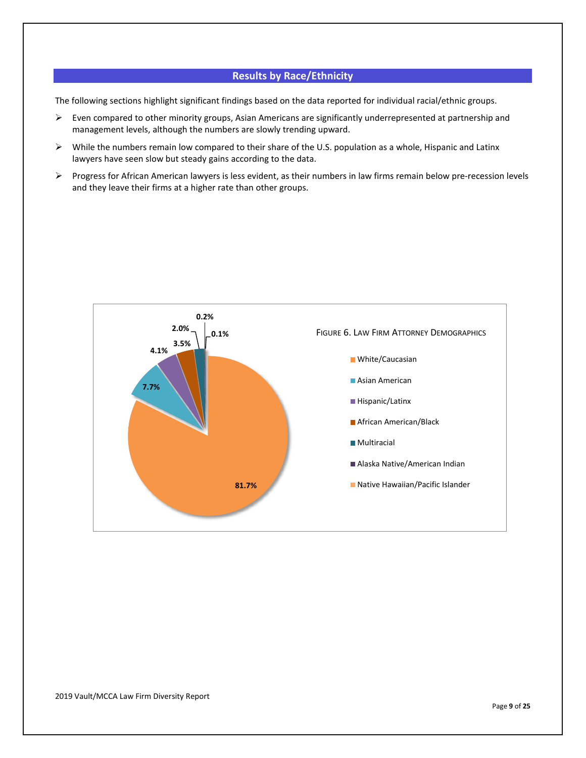## Results by Race/Ethnicity

The following sections highlight significant findings based on the data reported for individual racial/ethnic groups.

- Even compared to other minority groups, Asian Americans are significantly underrepresented at partnership and management levels, although the numbers are slowly trending upward.
- While the numbers remain low compared to their share of the U.S. population as a whole, Hispanic and Latinx lawyers have seen slow but steady gains according to the data.
- Progress for African American lawyers is less evident, as their numbers in law firms remain below pre-recession levels and they leave their firms at a higher rate than other groups.

FIGURE 6. LAW FIRM ATTORNEY DEMOGRAPHICS

| Race/Ethnicity | Percentage |
|---|---|
| White/Caucasian | 81.7% |
| Asian American | 7.7% |
| Hispanic/Latinx | 4.1% |
| African American/Black | 3.5% |
| Multiracial | 2.0% |
| Alaska Native/American Indian | 0.2% |
| Native Hawaiian/Pacific Islander | 0.1% |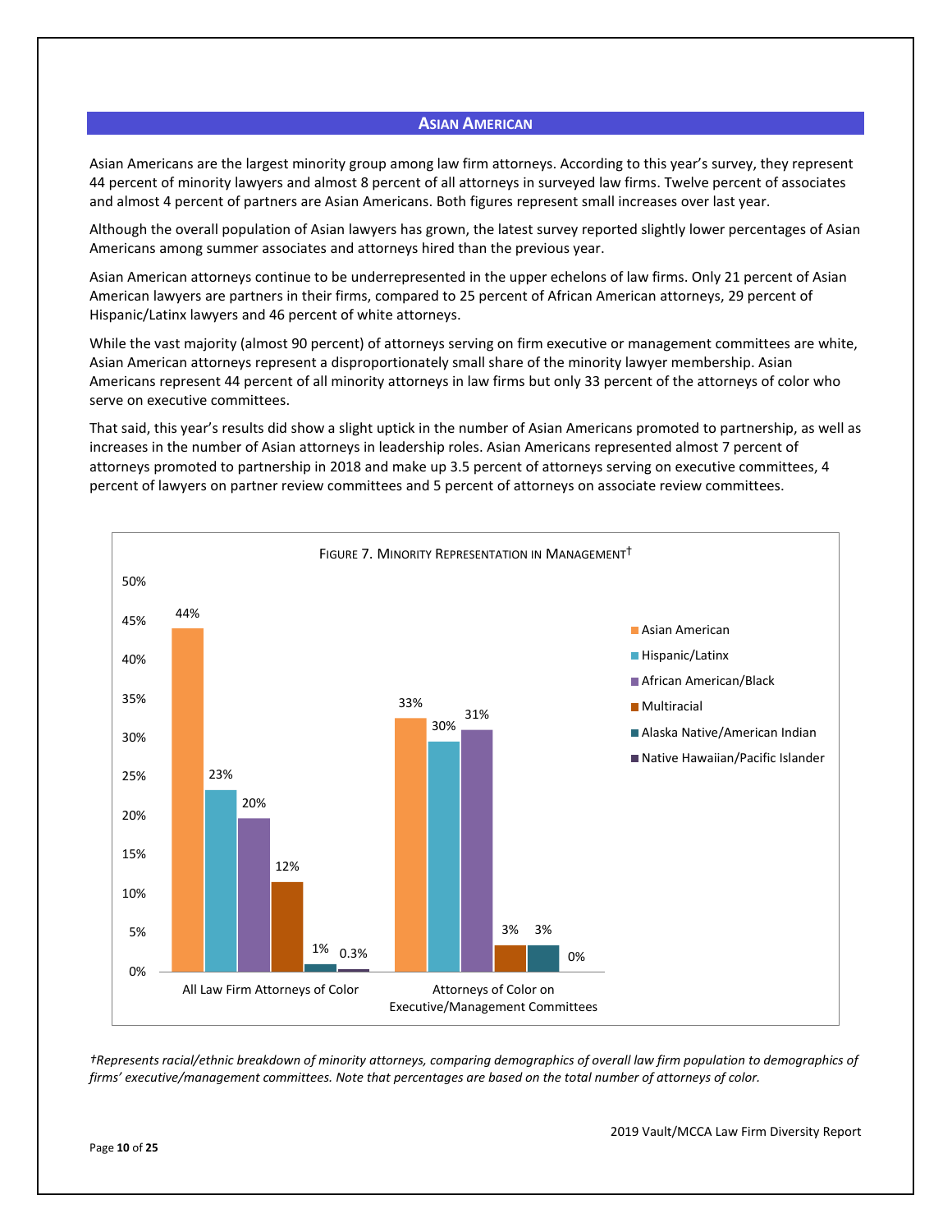## Asian American

Asian Americans are the largest minority group among law firm attorneys. According to this year's survey, they represent 44 percent of minority lawyers and almost 8 percent of all attorneys in surveyed law firms. Twelve percent of associates and almost 4 percent of partners are Asian Americans. Both figures represent small increases over last year.

Although the overall population of Asian lawyers has grown, the latest survey reported slightly lower percentages of Asian Americans among summer associates and attorneys hired than the previous year.

Asian American attorneys continue to be underrepresented in the upper echelons of law firms. Only 21 percent of Asian American lawyers are partners in their firms, compared to 25 percent of African American attorneys, 29 percent of Hispanic/Latinx lawyers and 46 percent of white attorneys.

While the vast majority (almost 90 percent) of attorneys serving on firm executive or management committees are white, Asian American attorneys represent a disproportionately small share of the minority lawyer membership. Asian Americans represent 44 percent of all minority attorneys in law firms but only 33 percent of the attorneys of color who serve on executive committees.

That said, this year's results did show a slight uptick in the number of Asian Americans promoted to partnership, as well as increases in the number of Asian attorneys in leadership roles. Asian Americans represented almost 7 percent of attorneys promoted to partnership in 2018 and make up 3.5 percent of attorneys serving on executive committees, 4 percent of lawyers on partner review committees and 5 percent of attorneys on associate review committees.

**Figure 7. Minority Representation in Management†**

| | All Law Firm Attorneys of Color | Attorneys of Color on Executive/Management Committees |
|---|---|---|
| Asian American | 44% | 33% |
| Hispanic/Latinx | 23% | 30% |
| African American/Black | 20% | 31% |
| Multiracial | 12% | 3% |
| Alaska Native/American Indian | 1% | 3% |
| Native Hawaiian/Pacific Islander | 0.3% | 0% |

*†Represents racial/ethnic breakdown of minority attorneys, comparing demographics of overall law firm population to demographics of firms' executive/management committees. Note that percentages are based on the total number of attorneys of color.*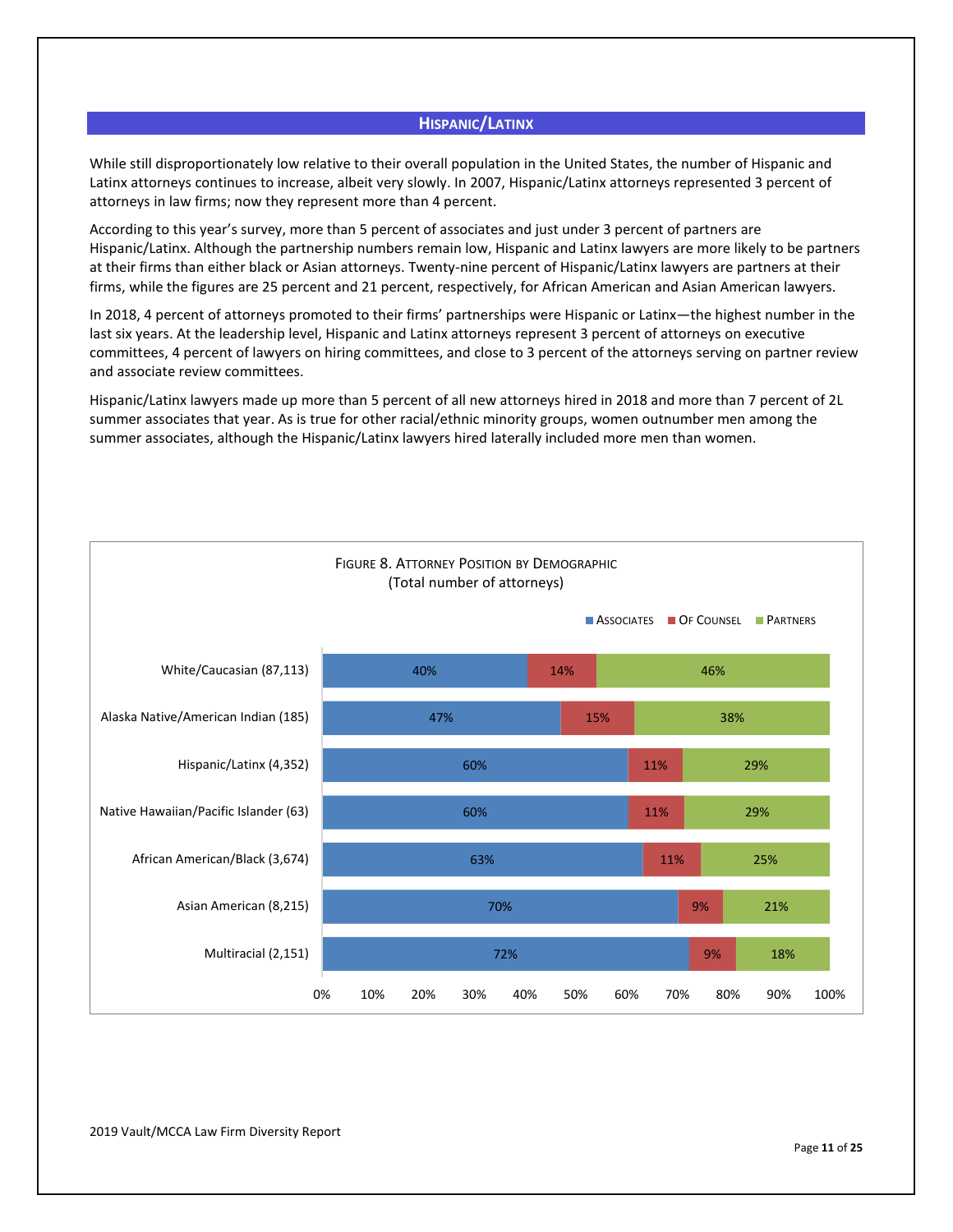## Hispanic/Latinx

While still disproportionately low relative to their overall population in the United States, the number of Hispanic and Latinx attorneys continues to increase, albeit very slowly. In 2007, Hispanic/Latinx attorneys represented 3 percent of attorneys in law firms; now they represent more than 4 percent.

According to this year's survey, more than 5 percent of associates and just under 3 percent of partners are Hispanic/Latinx. Although the partnership numbers remain low, Hispanic and Latinx lawyers are more likely to be partners at their firms than either black or Asian attorneys. Twenty-nine percent of Hispanic/Latinx lawyers are partners at their firms, while the figures are 25 percent and 21 percent, respectively, for African American and Asian American lawyers.

In 2018, 4 percent of attorneys promoted to their firms' partnerships were Hispanic or Latinx—the highest number in the last six years. At the leadership level, Hispanic and Latinx attorneys represent 3 percent of attorneys on executive committees, 4 percent of lawyers on hiring committees, and close to 3 percent of the attorneys serving on partner review and associate review committees.

Hispanic/Latinx lawyers made up more than 5 percent of all new attorneys hired in 2018 and more than 7 percent of 2L summer associates that year. As is true for other racial/ethnic minority groups, women outnumber men among the summer associates, although the Hispanic/Latinx lawyers hired laterally included more men than women.

**Figure 8. Attorney Position by Demographic**
(Total number of attorneys)

| Demographic | Associates | Of Counsel | Partners |
|---|---|---|---|
| White/Caucasian (87,113) | 40% | 14% | 46% |
| Alaska Native/American Indian (185) | 47% | 15% | 38% |
| Hispanic/Latinx (4,352) | 60% | 11% | 29% |
| Native Hawaiian/Pacific Islander (63) | 60% | 11% | 29% |
| African American/Black (3,674) | 63% | 11% | 25% |
| Asian American (8,215) | 70% | 9% | 21% |
| Multiracial (2,151) | 72% | 9% | 18% |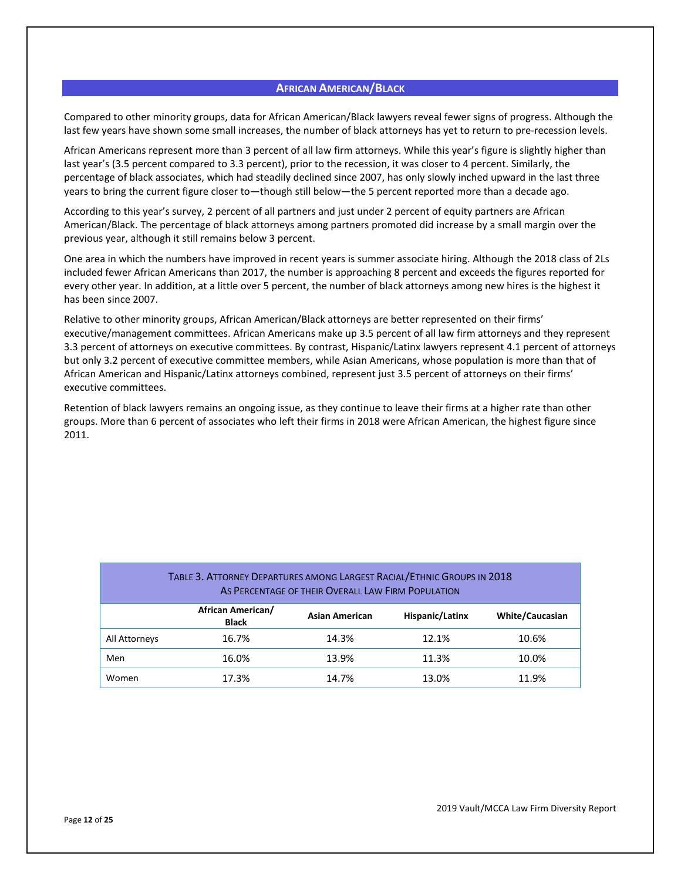## African American/Black

Compared to other minority groups, data for African American/Black lawyers reveal fewer signs of progress. Although the last few years have shown some small increases, the number of black attorneys has yet to return to pre-recession levels.

African Americans represent more than 3 percent of all law firm attorneys. While this year's figure is slightly higher than last year's (3.5 percent compared to 3.3 percent), prior to the recession, it was closer to 4 percent. Similarly, the percentage of black associates, which had steadily declined since 2007, has only slowly inched upward in the last three years to bring the current figure closer to—though still below—the 5 percent reported more than a decade ago.

According to this year's survey, 2 percent of all partners and just under 2 percent of equity partners are African American/Black. The percentage of black attorneys among partners promoted did increase by a small margin over the previous year, although it still remains below 3 percent.

One area in which the numbers have improved in recent years is summer associate hiring. Although the 2018 class of 2Ls included fewer African Americans than 2017, the number is approaching 8 percent and exceeds the figures reported for every other year. In addition, at a little over 5 percent, the number of black attorneys among new hires is the highest it has been since 2007.

Relative to other minority groups, African American/Black attorneys are better represented on their firms' executive/management committees. African Americans make up 3.5 percent of all law firm attorneys and they represent 3.3 percent of attorneys on executive committees. By contrast, Hispanic/Latinx lawyers represent 4.1 percent of attorneys but only 3.2 percent of executive committee members, while Asian Americans, whose population is more than that of African American and Hispanic/Latinx attorneys combined, represent just 3.5 percent of attorneys on their firms' executive committees.

Retention of black lawyers remains an ongoing issue, as they continue to leave their firms at a higher rate than other groups. More than 6 percent of associates who left their firms in 2018 were African American, the highest figure since 2011.

Table 3. Attorney Departures among Largest Racial/Ethnic Groups in 2018 As Percentage of their Overall Law Firm Population

| | African American/ Black | Asian American | Hispanic/Latinx | White/Caucasian |
|---|---|---|---|---|
| All Attorneys | 16.7% | 14.3% | 12.1% | 10.6% |
| Men | 16.0% | 13.9% | 11.3% | 10.0% |
| Women | 17.3% | 14.7% | 13.0% | 11.9% |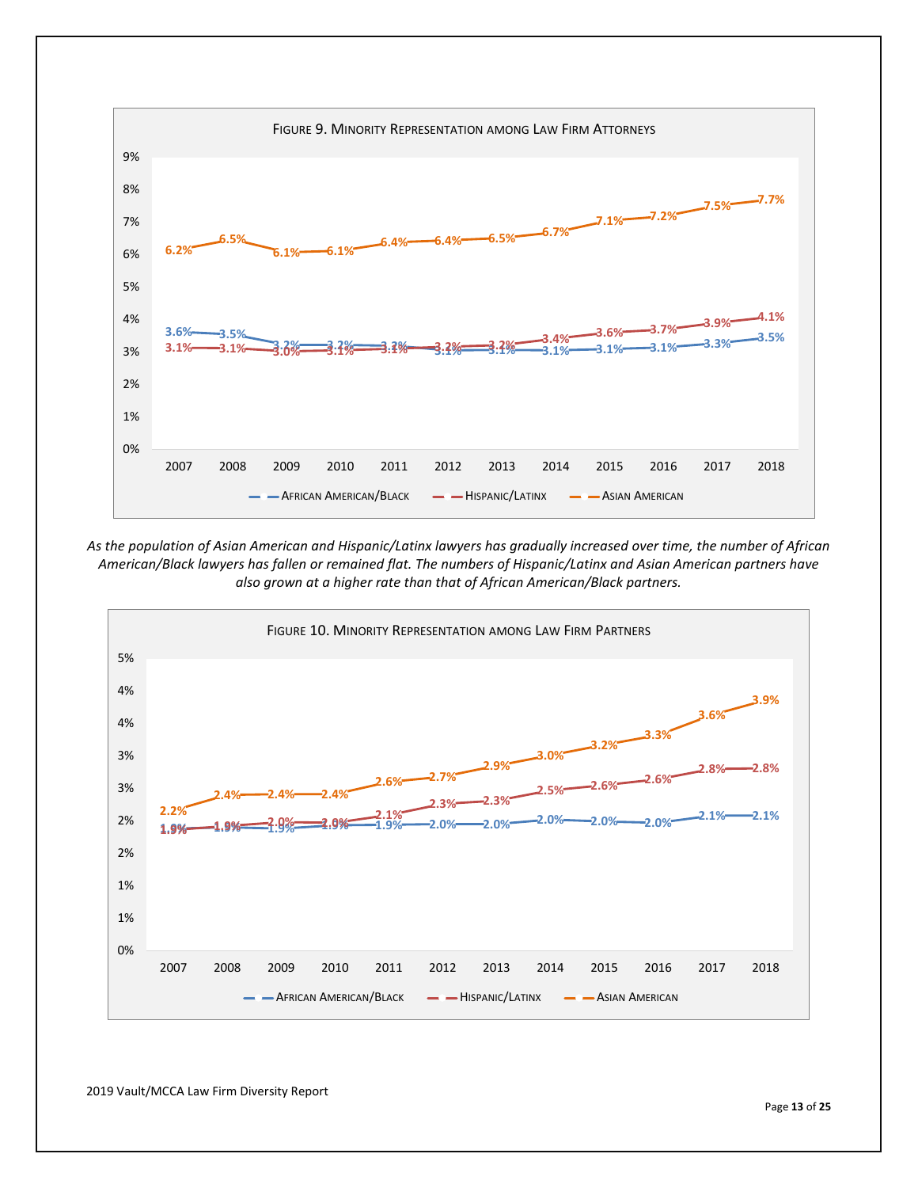**FIGURE 9. MINORITY REPRESENTATION AMONG LAW FIRM ATTORNEYS**

| | 2007 | 2008 | 2009 | 2010 | 2011 | 2012 | 2013 | 2014 | 2015 | 2016 | 2017 | 2018 |
|---|---|---|---|---|---|---|---|---|---|---|---|---|
| African American/Black | 3.6% | 3.5% | 3.2% | 3.2% | 3.2% | 3.1% | 3.1% | 3.1% | 3.1% | 3.1% | 3.3% | 3.5% |
| Hispanic/Latinx | 3.1% | 3.1% | 3.0% | 3.1% | 3.1% | 3.2% | 3.2% | 3.4% | 3.6% | 3.7% | 3.9% | 4.1% |
| Asian American | 6.2% | 6.5% | 6.1% | 6.1% | 6.4% | 6.4% | 6.5% | 6.7% | 7.1% | 7.2% | 7.5% | 7.7% |

*As the population of Asian American and Hispanic/Latinx lawyers has gradually increased over time, the number of African American/Black lawyers has fallen or remained flat. The numbers of Hispanic/Latinx and Asian American partners have also grown at a higher rate than that of African American/Black partners.*

**FIGURE 10. MINORITY REPRESENTATION AMONG LAW FIRM PARTNERS**

| | 2007 | 2008 | 2009 | 2010 | 2011 | 2012 | 2013 | 2014 | 2015 | 2016 | 2017 | 2018 |
|---|---|---|---|---|---|---|---|---|---|---|---|---|
| African American/Black | 1.9% | 1.9% | 1.9% | 1.9% | 1.9% | 2.0% | 2.0% | 2.0% | 2.0% | 2.0% | 2.1% | 2.1% |
| Hispanic/Latinx | 1.9% | 1.9% | 2.0% | 2.0% | 2.1% | 2.3% | 2.3% | 2.5% | 2.6% | 2.6% | 2.8% | 2.8% |
| Asian American | 2.2% | 2.4% | 2.4% | 2.4% | 2.6% | 2.7% | 2.9% | 3.0% | 3.2% | 3.3% | 3.6% | 3.9% |

2019 Vault/MCCA Law Firm Diversity Report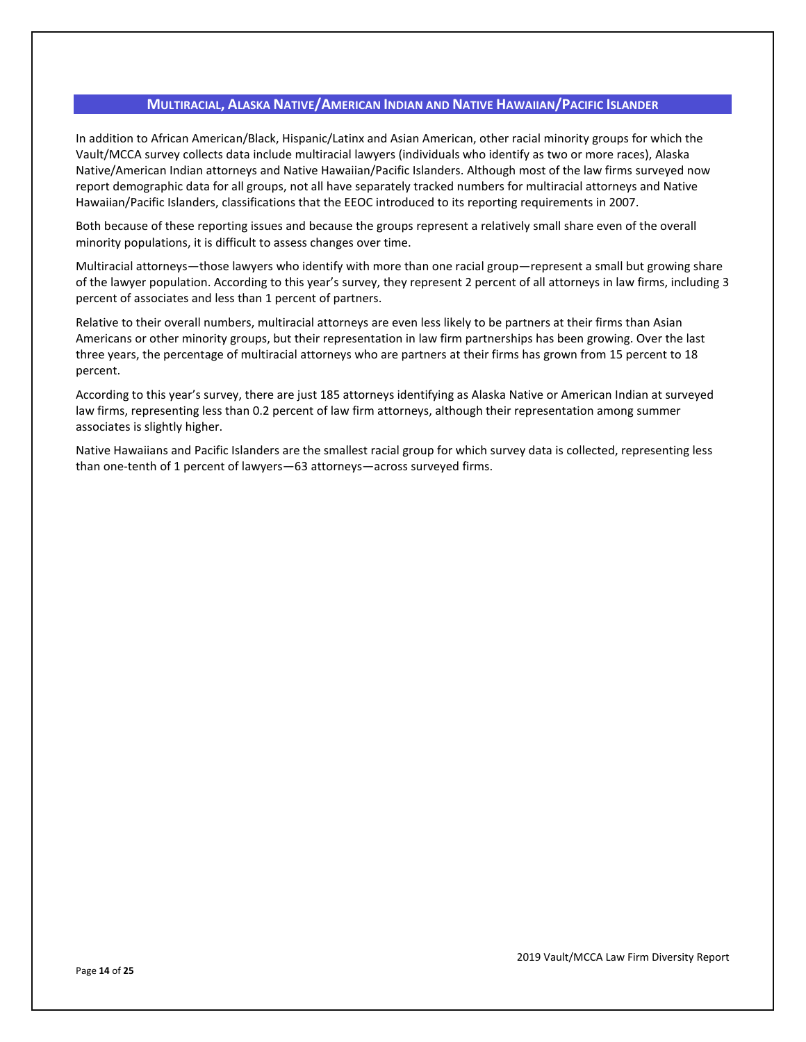## Multiracial, Alaska Native/American Indian and Native Hawaiian/Pacific Islander

In addition to African American/Black, Hispanic/Latinx and Asian American, other racial minority groups for which the Vault/MCCA survey collects data include multiracial lawyers (individuals who identify as two or more races), Alaska Native/American Indian attorneys and Native Hawaiian/Pacific Islanders. Although most of the law firms surveyed now report demographic data for all groups, not all have separately tracked numbers for multiracial attorneys and Native Hawaiian/Pacific Islanders, classifications that the EEOC introduced to its reporting requirements in 2007.

Both because of these reporting issues and because the groups represent a relatively small share even of the overall minority populations, it is difficult to assess changes over time.

Multiracial attorneys—those lawyers who identify with more than one racial group—represent a small but growing share of the lawyer population. According to this year's survey, they represent 2 percent of all attorneys in law firms, including 3 percent of associates and less than 1 percent of partners.

Relative to their overall numbers, multiracial attorneys are even less likely to be partners at their firms than Asian Americans or other minority groups, but their representation in law firm partnerships has been growing. Over the last three years, the percentage of multiracial attorneys who are partners at their firms has grown from 15 percent to 18 percent.

According to this year's survey, there are just 185 attorneys identifying as Alaska Native or American Indian at surveyed law firms, representing less than 0.2 percent of law firm attorneys, although their representation among summer associates is slightly higher.

Native Hawaiians and Pacific Islanders are the smallest racial group for which survey data is collected, representing less than one-tenth of 1 percent of lawyers—63 attorneys—across surveyed firms.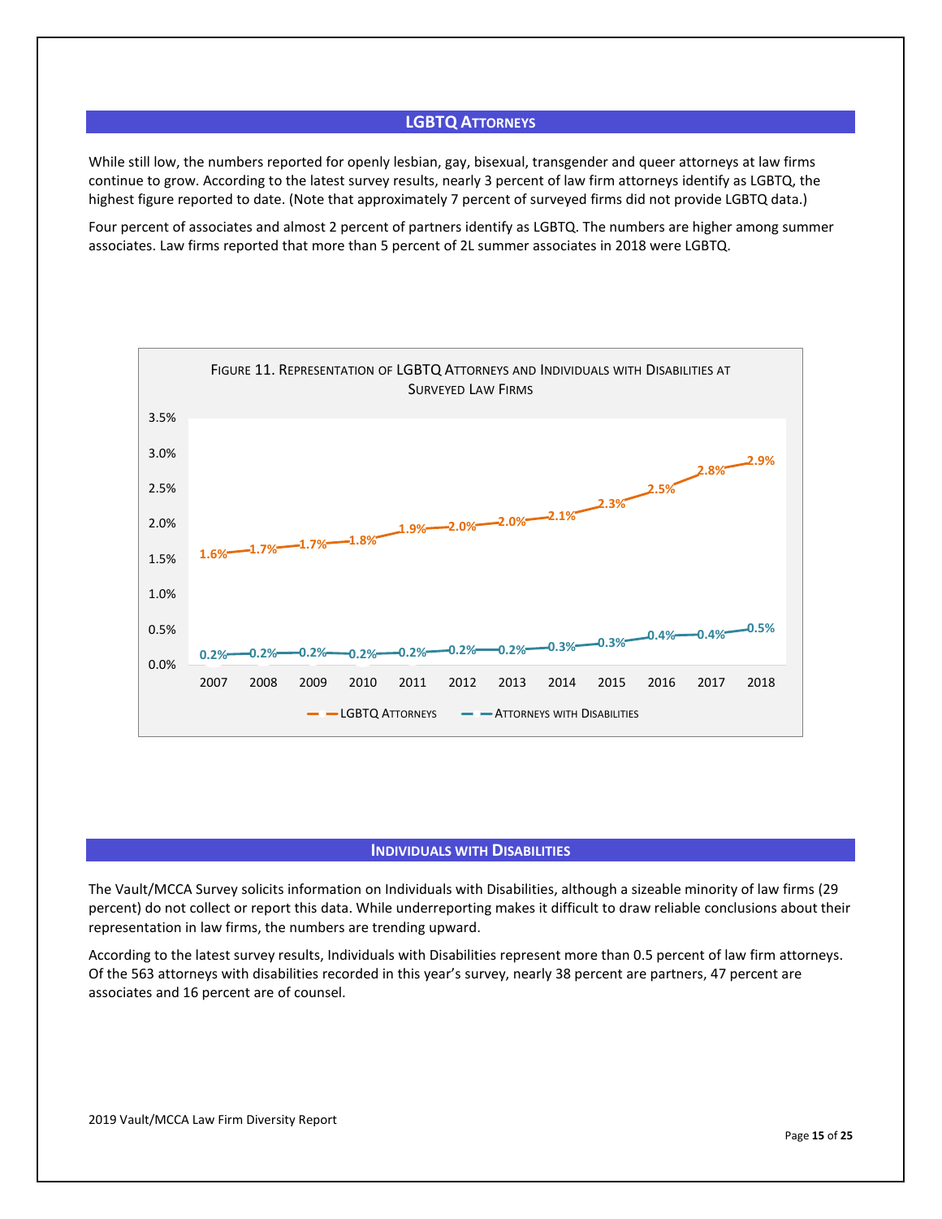## LGBTQ Attorneys

While still low, the numbers reported for openly lesbian, gay, bisexual, transgender and queer attorneys at law firms continue to grow. According to the latest survey results, nearly 3 percent of law firm attorneys identify as LGBTQ, the highest figure reported to date. (Note that approximately 7 percent of surveyed firms did not provide LGBTQ data.)

Four percent of associates and almost 2 percent of partners identify as LGBTQ. The numbers are higher among summer associates. Law firms reported that more than 5 percent of 2L summer associates in 2018 were LGBTQ.

Figure 11. Representation of LGBTQ Attorneys and Individuals with Disabilities at Surveyed Law Firms

| Year | LGBTQ Attorneys | Attorneys with Disabilities |
|---|---|---|
| 2007 | 1.6% | 0.2% |
| 2008 | 1.7% | 0.2% |
| 2009 | 1.7% | 0.2% |
| 2010 | 1.8% | 0.2% |
| 2011 | 1.9% | 0.2% |
| 2012 | 2.0% | 0.2% |
| 2013 | 2.0% | 0.2% |
| 2014 | 2.1% | 0.3% |
| 2015 | 2.3% | 0.3% |
| 2016 | 2.5% | 0.4% |
| 2017 | 2.8% | 0.4% |
| 2018 | 2.9% | 0.5% |

## Individuals with Disabilities

The Vault/MCCA Survey solicits information on Individuals with Disabilities, although a sizeable minority of law firms (29 percent) do not collect or report this data. While underreporting makes it difficult to draw reliable conclusions about their representation in law firms, the numbers are trending upward.

According to the latest survey results, Individuals with Disabilities represent more than 0.5 percent of law firm attorneys. Of the 563 attorneys with disabilities recorded in this year's survey, nearly 38 percent are partners, 47 percent are associates and 16 percent are of counsel.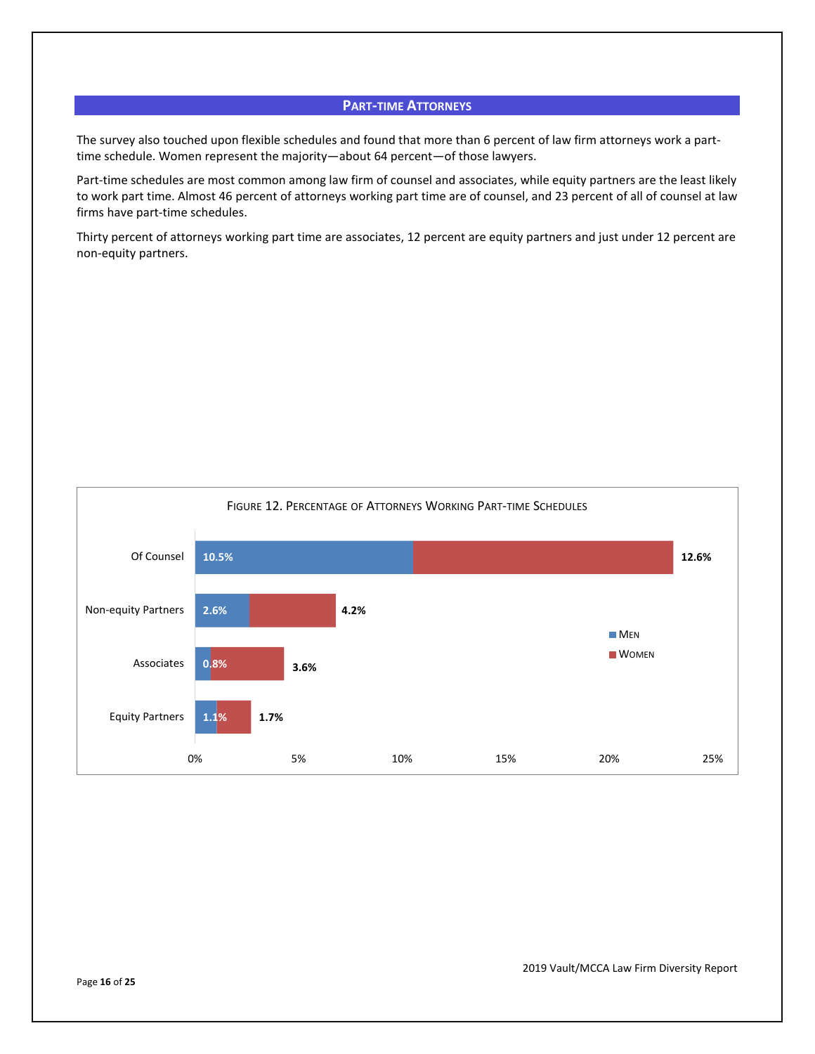## PART-TIME ATTORNEYS

The survey also touched upon flexible schedules and found that more than 6 percent of law firm attorneys work a part-time schedule. Women represent the majority—about 64 percent—of those lawyers.

Part-time schedules are most common among law firm of counsel and associates, while equity partners are the least likely to work part time. Almost 46 percent of attorneys working part time are of counsel, and 23 percent of all of counsel at law firms have part-time schedules.

Thirty percent of attorneys working part time are associates, 12 percent are equity partners and just under 12 percent are non-equity partners.

FIGURE 12. PERCENTAGE OF ATTORNEYS WORKING PART-TIME SCHEDULES

| | Men | Women |
|---|---|---|
| Of Counsel | 10.5% | 12.6% |
| Non-equity Partners | 2.6% | 4.2% |
| Associates | 0.8% | 3.6% |
| Equity Partners | 1.1% | 1.7% |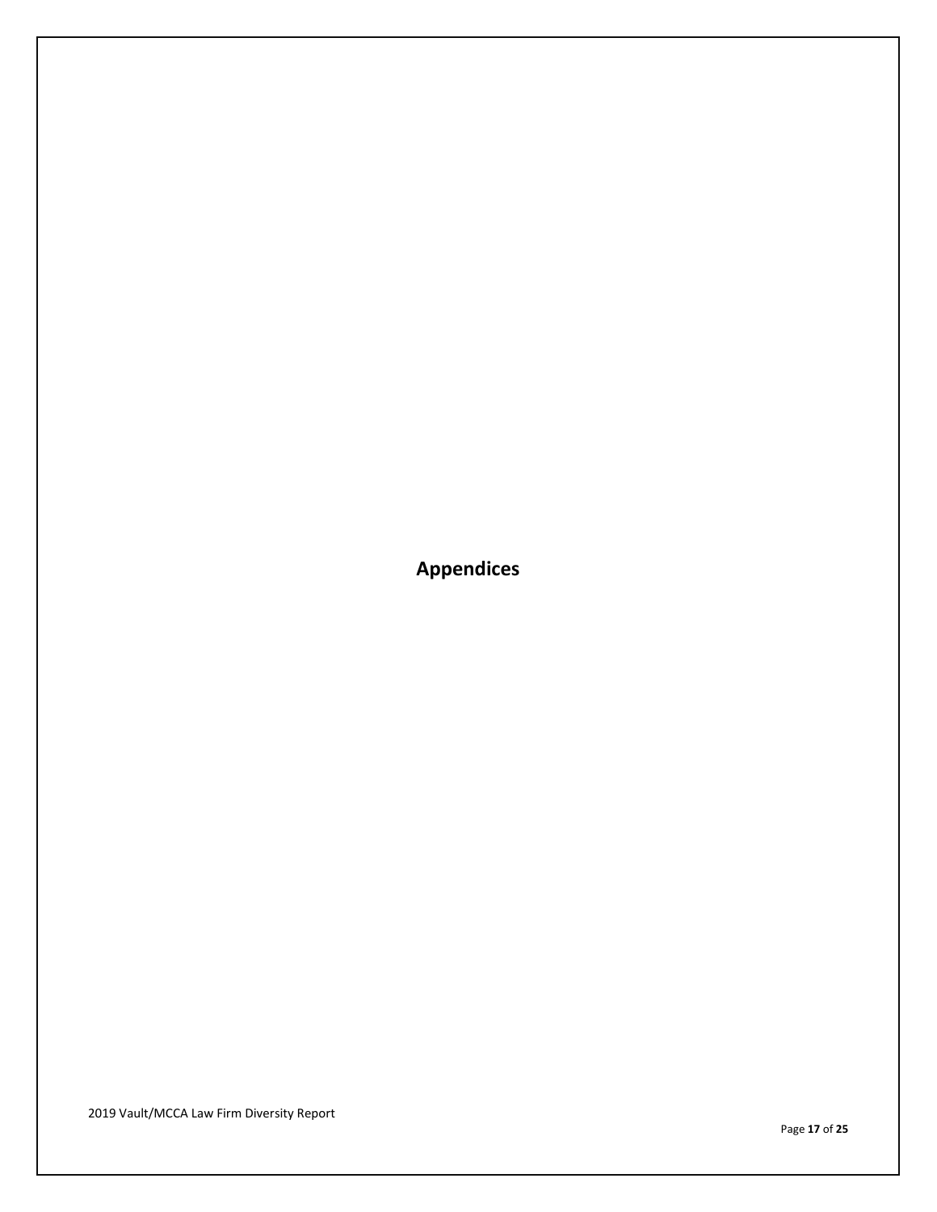# Appendices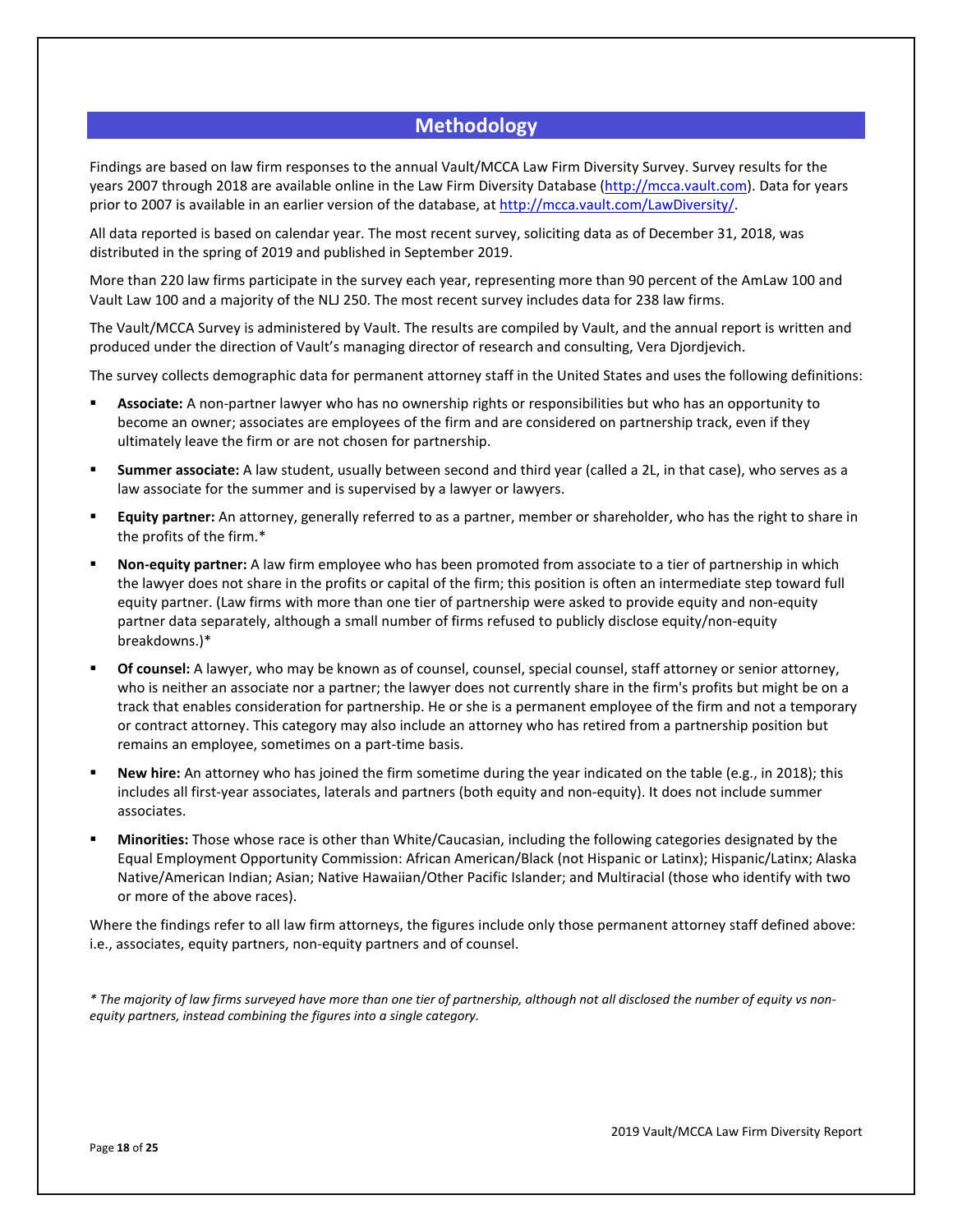## Methodology

Findings are based on law firm responses to the annual Vault/MCCA Law Firm Diversity Survey. Survey results for the years 2007 through 2018 are available online in the Law Firm Diversity Database (http://mcca.vault.com). Data for years prior to 2007 is available in an earlier version of the database, at http://mcca.vault.com/LawDiversity/.

All data reported is based on calendar year. The most recent survey, soliciting data as of December 31, 2018, was distributed in the spring of 2019 and published in September 2019.

More than 220 law firms participate in the survey each year, representing more than 90 percent of the AmLaw 100 and Vault Law 100 and a majority of the NLJ 250. The most recent survey includes data for 238 law firms.

The Vault/MCCA Survey is administered by Vault. The results are compiled by Vault, and the annual report is written and produced under the direction of Vault's managing director of research and consulting, Vera Djordjevich.

The survey collects demographic data for permanent attorney staff in the United States and uses the following definitions:

- **Associate:** A non-partner lawyer who has no ownership rights or responsibilities but who has an opportunity to become an owner; associates are employees of the firm and are considered on partnership track, even if they ultimately leave the firm or are not chosen for partnership.
- **Summer associate:** A law student, usually between second and third year (called a 2L, in that case), who serves as a law associate for the summer and is supervised by a lawyer or lawyers.
- **Equity partner:** An attorney, generally referred to as a partner, member or shareholder, who has the right to share in the profits of the firm.*
- **Non-equity partner:** A law firm employee who has been promoted from associate to a tier of partnership in which the lawyer does not share in the profits or capital of the firm; this position is often an intermediate step toward full equity partner. (Law firms with more than one tier of partnership were asked to provide equity and non-equity partner data separately, although a small number of firms refused to publicly disclose equity/non-equity breakdowns.)*
- **Of counsel:** A lawyer, who may be known as of counsel, counsel, special counsel, staff attorney or senior attorney, who is neither an associate nor a partner; the lawyer does not currently share in the firm's profits but might be on a track that enables consideration for partnership. He or she is a permanent employee of the firm and not a temporary or contract attorney. This category may also include an attorney who has retired from a partnership position but remains an employee, sometimes on a part-time basis.
- **New hire:** An attorney who has joined the firm sometime during the year indicated on the table (e.g., in 2018); this includes all first-year associates, laterals and partners (both equity and non-equity). It does not include summer associates.
- **Minorities:** Those whose race is other than White/Caucasian, including the following categories designated by the Equal Employment Opportunity Commission: African American/Black (not Hispanic or Latinx); Hispanic/Latinx; Alaska Native/American Indian; Asian; Native Hawaiian/Other Pacific Islander; and Multiracial (those who identify with two or more of the above races).

Where the findings refer to all law firm attorneys, the figures include only those permanent attorney staff defined above: i.e., associates, equity partners, non-equity partners and of counsel.

*\* The majority of law firms surveyed have more than one tier of partnership, although not all disclosed the number of equity vs non-equity partners, instead combining the figures into a single category.*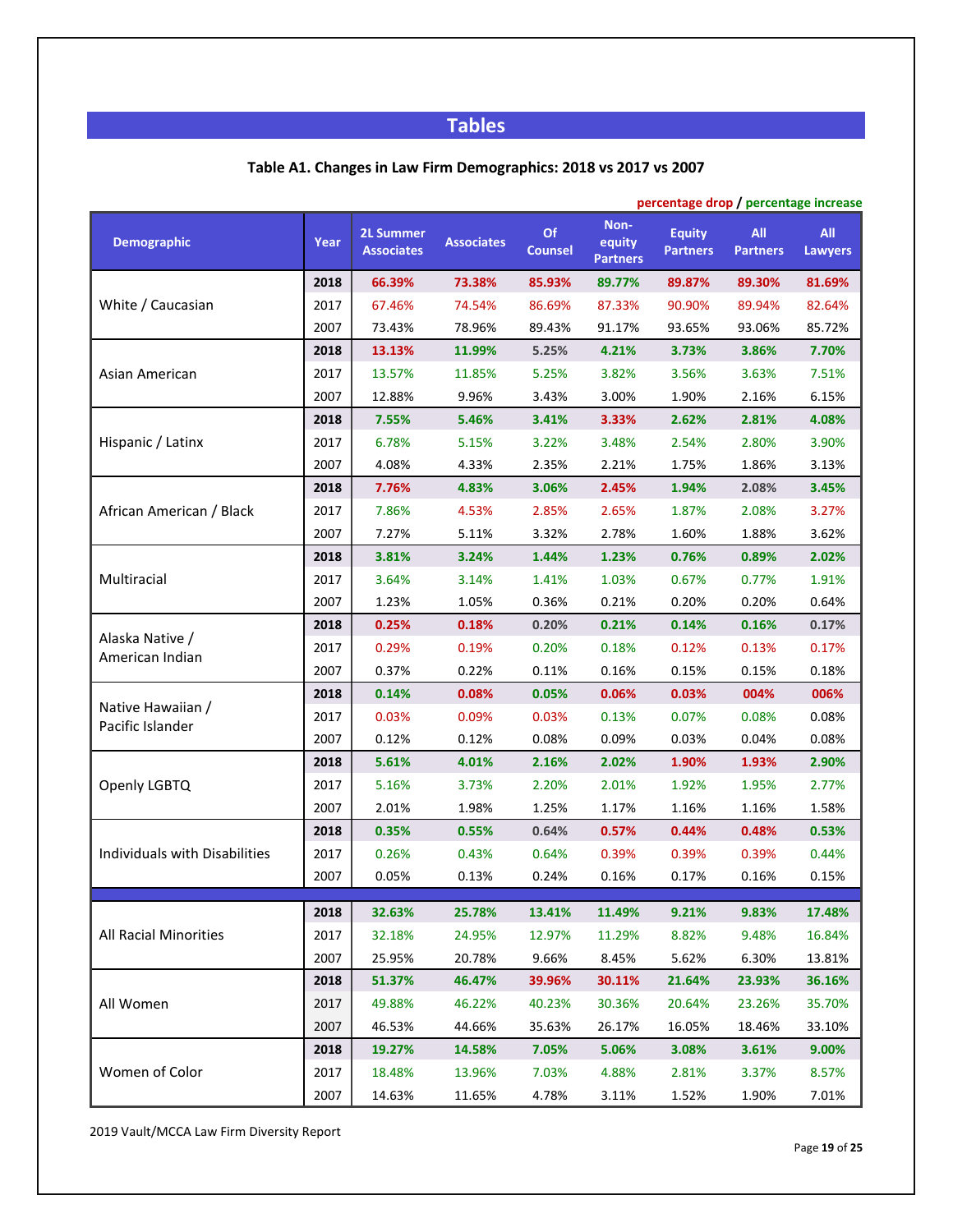# Tables

### Table A1. Changes in Law Firm Demographics: 2018 vs 2017 vs 2007

percentage drop / percentage increase

| Demographic | Year | 2L Summer Associates | Associates | Of Counsel | Non-equity Partners | Equity Partners | All Partners | All Lawyers |
|---|---|---|---|---|---|---|---|---|
| White / Caucasian | **2018** | **66.39%** | **73.38%** | **85.93%** | **89.77%** | **89.87%** | **89.30%** | **81.69%** |
| | 2017 | 67.46% | 74.54% | 86.69% | 87.33% | 90.90% | 89.94% | 82.64% |
| | 2007 | 73.43% | 78.96% | 89.43% | 91.17% | 93.65% | 93.06% | 85.72% |
| Asian American | **2018** | **13.13%** | **11.99%** | **5.25%** | **4.21%** | **3.73%** | **3.86%** | **7.70%** |
| | 2017 | 13.57% | 11.85% | 5.25% | 3.82% | 3.56% | 3.63% | 7.51% |
| | 2007 | 12.88% | 9.96% | 3.43% | 3.00% | 1.90% | 2.16% | 6.15% |
| Hispanic / Latinx | **2018** | **7.55%** | **5.46%** | **3.41%** | **3.33%** | **2.62%** | **2.81%** | **4.08%** |
| | 2017 | 6.78% | 5.15% | 3.22% | 3.48% | 2.54% | 2.80% | 3.90% |
| | 2007 | 4.08% | 4.33% | 2.35% | 2.21% | 1.75% | 1.86% | 3.13% |
| African American / Black | **2018** | **7.76%** | **4.83%** | **3.06%** | **2.45%** | **1.94%** | **2.08%** | **3.45%** |
| | 2017 | 7.86% | 4.53% | 2.85% | 2.65% | 1.87% | 2.08% | 3.27% |
| | 2007 | 7.27% | 5.11% | 3.32% | 2.78% | 1.60% | 1.88% | 3.62% |
| Multiracial | **2018** | **3.81%** | **3.24%** | **1.44%** | **1.23%** | **0.76%** | **0.89%** | **2.02%** |
| | 2017 | 3.64% | 3.14% | 1.41% | 1.03% | 0.67% | 0.77% | 1.91% |
| | 2007 | 1.23% | 1.05% | 0.36% | 0.21% | 0.20% | 0.20% | 0.64% |
| Alaska Native / American Indian | **2018** | **0.25%** | **0.18%** | **0.20%** | **0.21%** | **0.14%** | **0.16%** | **0.17%** |
| | 2017 | 0.29% | 0.19% | 0.20% | 0.18% | 0.12% | 0.13% | 0.17% |
| | 2007 | 0.37% | 0.22% | 0.11% | 0.16% | 0.15% | 0.15% | 0.18% |
| Native Hawaiian / Pacific Islander | **2018** | **0.14%** | **0.08%** | **0.05%** | **0.06%** | **0.03%** | **004%** | **006%** |
| | 2017 | 0.03% | 0.09% | 0.03% | 0.13% | 0.07% | 0.08% | 0.08% |
| | 2007 | 0.12% | 0.12% | 0.08% | 0.09% | 0.03% | 0.04% | 0.08% |
| Openly LGBTQ | **2018** | **5.61%** | **4.01%** | **2.16%** | **2.02%** | **1.90%** | **1.93%** | **2.90%** |
| | 2017 | 5.16% | 3.73% | 2.20% | 2.01% | 1.92% | 1.95% | 2.77% |
| | 2007 | 2.01% | 1.98% | 1.25% | 1.17% | 1.16% | 1.16% | 1.58% |
| Individuals with Disabilities | **2018** | **0.35%** | **0.55%** | **0.64%** | **0.57%** | **0.44%** | **0.48%** | **0.53%** |
| | 2017 | 0.26% | 0.43% | 0.64% | 0.39% | 0.39% | 0.39% | 0.44% |
| | 2007 | 0.05% | 0.13% | 0.24% | 0.16% | 0.17% | 0.16% | 0.15% |
| All Racial Minorities | **2018** | **32.63%** | **25.78%** | **13.41%** | **11.49%** | **9.21%** | **9.83%** | **17.48%** |
| | 2017 | 32.18% | 24.95% | 12.97% | 11.29% | 8.82% | 9.48% | 16.84% |
| | 2007 | 25.95% | 20.78% | 9.66% | 8.45% | 5.62% | 6.30% | 13.81% |
| All Women | **2018** | **51.37%** | **46.47%** | **39.96%** | **30.11%** | **21.64%** | **23.93%** | **36.16%** |
| | 2017 | 49.88% | 46.22% | 40.23% | 30.36% | 20.64% | 23.26% | 35.70% |
| | 2007 | 46.53% | 44.66% | 35.63% | 26.17% | 16.05% | 18.46% | 33.10% |
| Women of Color | **2018** | **19.27%** | **14.58%** | **7.05%** | **5.06%** | **3.08%** | **3.61%** | **9.00%** |
| | 2017 | 18.48% | 13.96% | 7.03% | 4.88% | 2.81% | 3.37% | 8.57% |
| | 2007 | 14.63% | 11.65% | 4.78% | 3.11% | 1.52% | 1.90% | 7.01% |

2019 Vault/MCCA Law Firm Diversity Report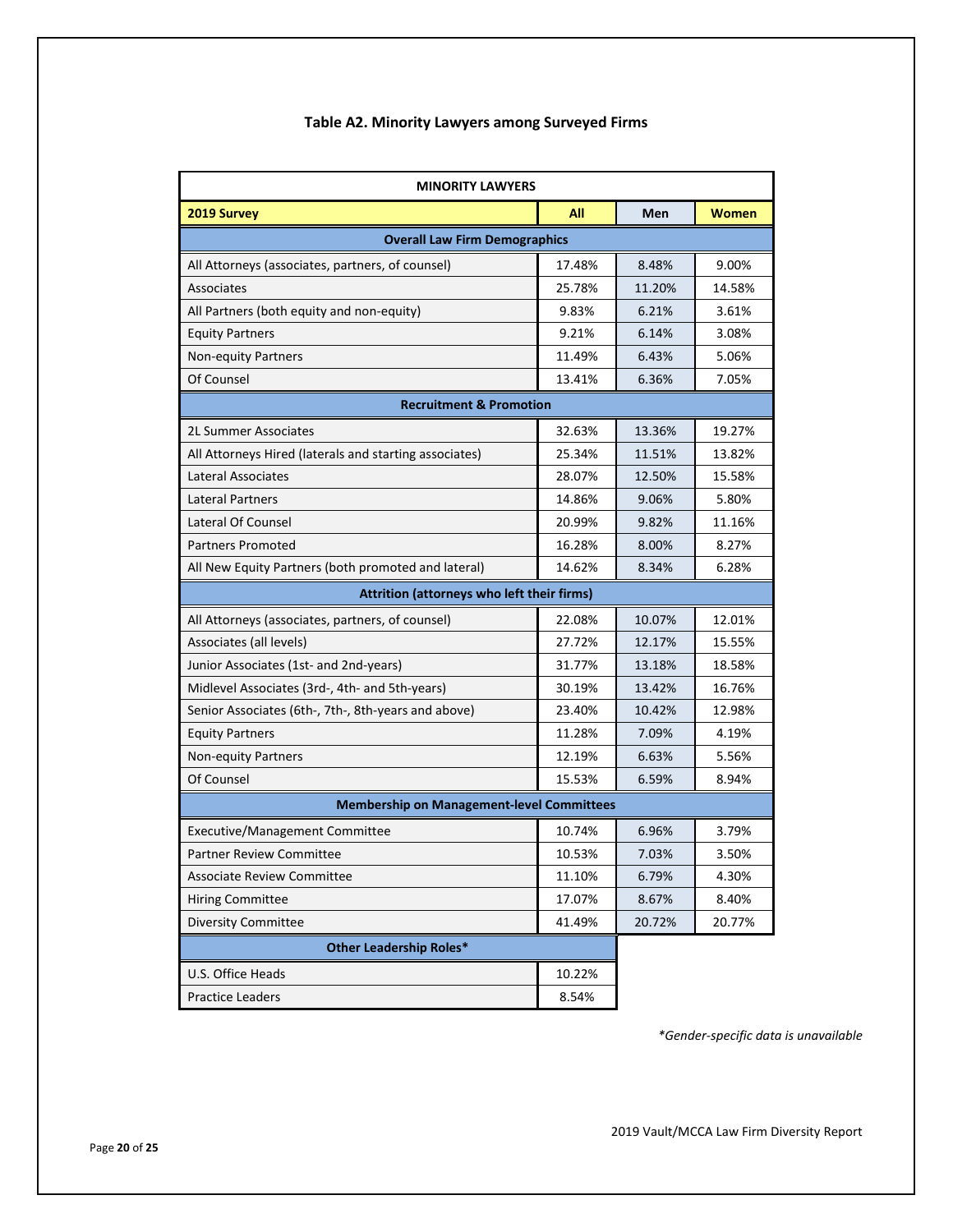### Table A2. Minority Lawyers among Surveyed Firms

| MINORITY LAWYERS | | | |
|---|---|---|---|
| **2019 Survey** | **All** | **Men** | **Women** |
| **Overall Law Firm Demographics** | | | |
| All Attorneys (associates, partners, of counsel) | 17.48% | 8.48% | 9.00% |
| Associates | 25.78% | 11.20% | 14.58% |
| All Partners (both equity and non-equity) | 9.83% | 6.21% | 3.61% |
| Equity Partners | 9.21% | 6.14% | 3.08% |
| Non-equity Partners | 11.49% | 6.43% | 5.06% |
| Of Counsel | 13.41% | 6.36% | 7.05% |
| **Recruitment & Promotion** | | | |
| 2L Summer Associates | 32.63% | 13.36% | 19.27% |
| All Attorneys Hired (laterals and starting associates) | 25.34% | 11.51% | 13.82% |
| Lateral Associates | 28.07% | 12.50% | 15.58% |
| Lateral Partners | 14.86% | 9.06% | 5.80% |
| Lateral Of Counsel | 20.99% | 9.82% | 11.16% |
| Partners Promoted | 16.28% | 8.00% | 8.27% |
| All New Equity Partners (both promoted and lateral) | 14.62% | 8.34% | 6.28% |
| **Attrition (attorneys who left their firms)** | | | |
| All Attorneys (associates, partners, of counsel) | 22.08% | 10.07% | 12.01% |
| Associates (all levels) | 27.72% | 12.17% | 15.55% |
| Junior Associates (1st- and 2nd-years) | 31.77% | 13.18% | 18.58% |
| Midlevel Associates (3rd-, 4th- and 5th-years) | 30.19% | 13.42% | 16.76% |
| Senior Associates (6th-, 7th-, 8th-years and above) | 23.40% | 10.42% | 12.98% |
| Equity Partners | 11.28% | 7.09% | 4.19% |
| Non-equity Partners | 12.19% | 6.63% | 5.56% |
| Of Counsel | 15.53% | 6.59% | 8.94% |
| **Membership on Management-level Committees** | | | |
| Executive/Management Committee | 10.74% | 6.96% | 3.79% |
| Partner Review Committee | 10.53% | 7.03% | 3.50% |
| Associate Review Committee | 11.10% | 6.79% | 4.30% |
| Hiring Committee | 17.07% | 8.67% | 8.40% |
| Diversity Committee | 41.49% | 20.72% | 20.77% |
| **Other Leadership Roles*** | | | |
| U.S. Office Heads | 10.22% | | |
| Practice Leaders | 8.54% | | |

*\*Gender-specific data is unavailable*

2019 Vault/MCCA Law Firm Diversity Report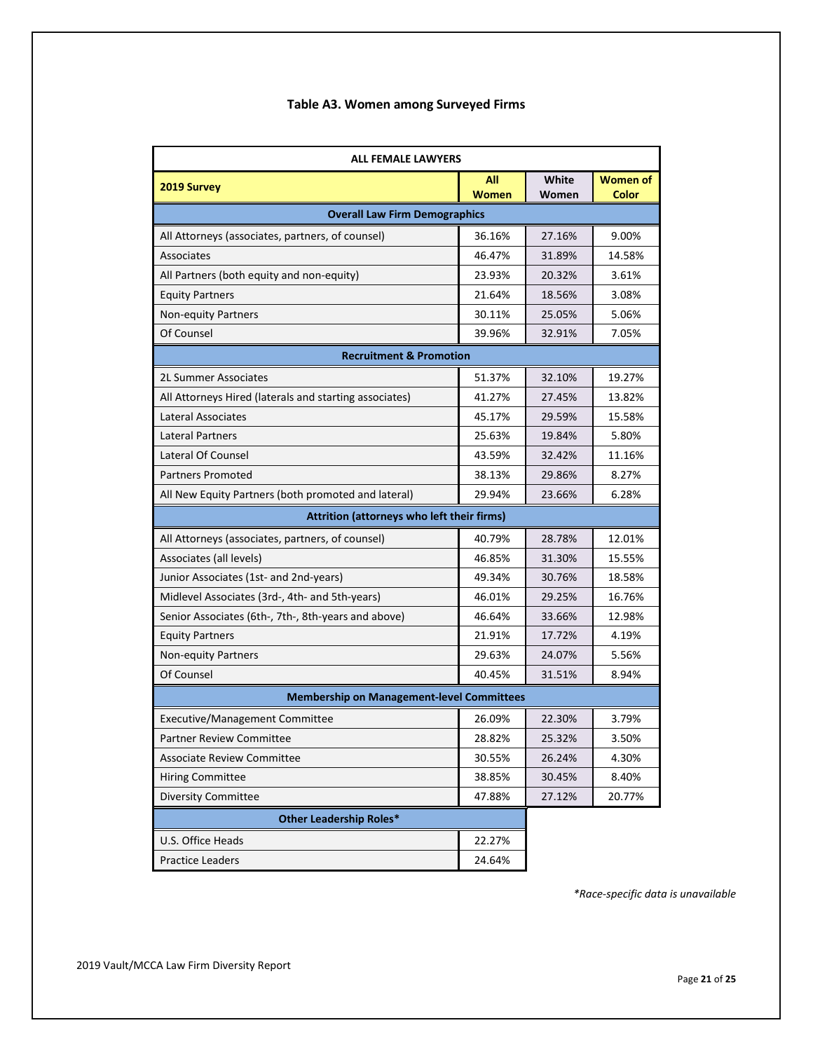### Table A3. Women among Surveyed Firms

| ALL FEMALE LAWYERS | | | |
|---|---|---|---|
| **2019 Survey** | **All Women** | **White Women** | **Women of Color** |
| **Overall Law Firm Demographics** | | | |
| All Attorneys (associates, partners, of counsel) | 36.16% | 27.16% | 9.00% |
| Associates | 46.47% | 31.89% | 14.58% |
| All Partners (both equity and non-equity) | 23.93% | 20.32% | 3.61% |
| Equity Partners | 21.64% | 18.56% | 3.08% |
| Non-equity Partners | 30.11% | 25.05% | 5.06% |
| Of Counsel | 39.96% | 32.91% | 7.05% |
| **Recruitment & Promotion** | | | |
| 2L Summer Associates | 51.37% | 32.10% | 19.27% |
| All Attorneys Hired (laterals and starting associates) | 41.27% | 27.45% | 13.82% |
| Lateral Associates | 45.17% | 29.59% | 15.58% |
| Lateral Partners | 25.63% | 19.84% | 5.80% |
| Lateral Of Counsel | 43.59% | 32.42% | 11.16% |
| Partners Promoted | 38.13% | 29.86% | 8.27% |
| All New Equity Partners (both promoted and lateral) | 29.94% | 23.66% | 6.28% |
| **Attrition (attorneys who left their firms)** | | | |
| All Attorneys (associates, partners, of counsel) | 40.79% | 28.78% | 12.01% |
| Associates (all levels) | 46.85% | 31.30% | 15.55% |
| Junior Associates (1st- and 2nd-years) | 49.34% | 30.76% | 18.58% |
| Midlevel Associates (3rd-, 4th- and 5th-years) | 46.01% | 29.25% | 16.76% |
| Senior Associates (6th-, 7th-, 8th-years and above) | 46.64% | 33.66% | 12.98% |
| Equity Partners | 21.91% | 17.72% | 4.19% |
| Non-equity Partners | 29.63% | 24.07% | 5.56% |
| Of Counsel | 40.45% | 31.51% | 8.94% |
| **Membership on Management-level Committees** | | | |
| Executive/Management Committee | 26.09% | 22.30% | 3.79% |
| Partner Review Committee | 28.82% | 25.32% | 3.50% |
| Associate Review Committee | 30.55% | 26.24% | 4.30% |
| Hiring Committee | 38.85% | 30.45% | 8.40% |
| Diversity Committee | 47.88% | 27.12% | 20.77% |
| **Other Leadership Roles*** | | | |
| U.S. Office Heads | 22.27% | | |
| Practice Leaders | 24.64% | | |

*Race-specific data is unavailable*

2019 Vault/MCCA Law Firm Diversity Report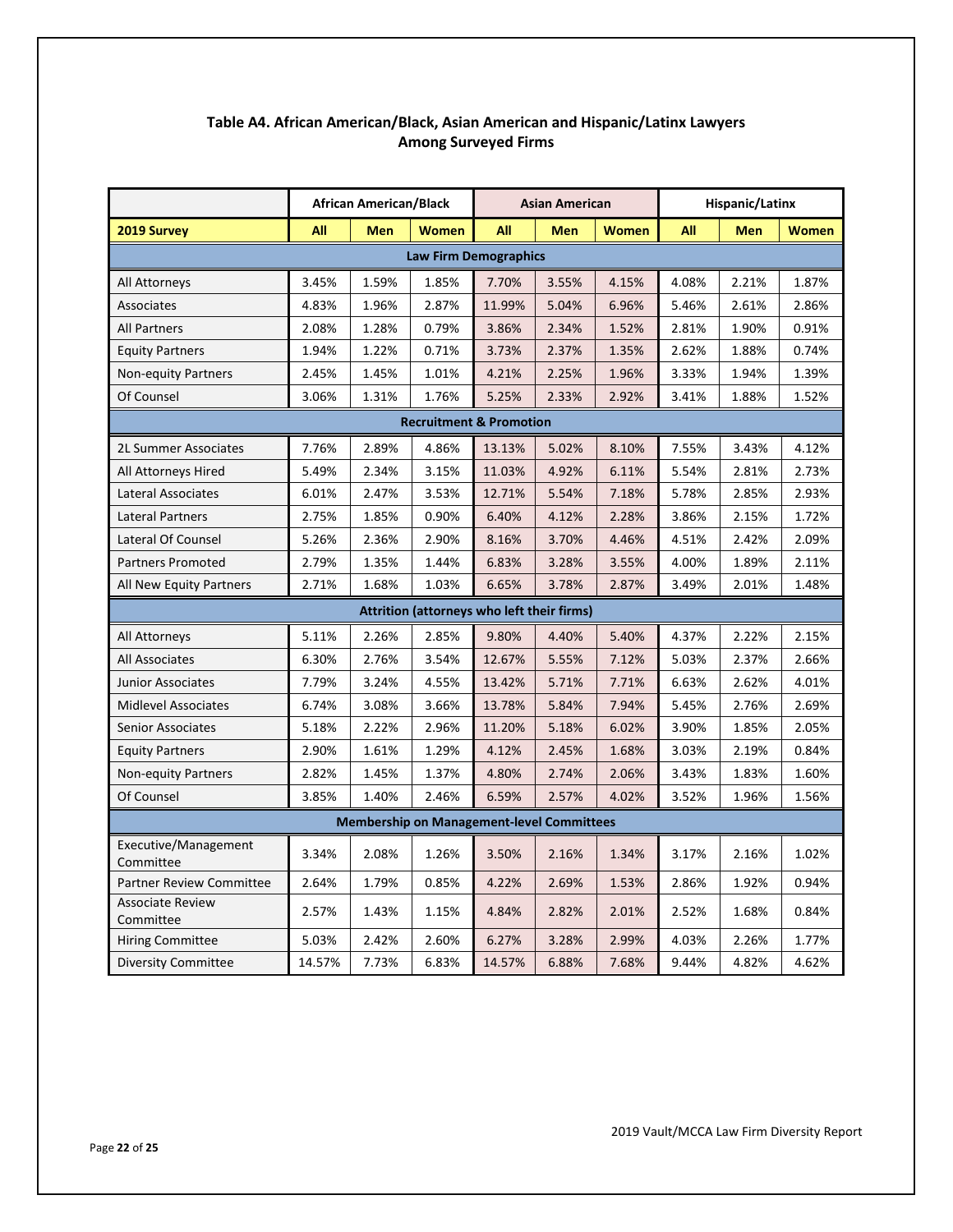### Table A4. African American/Black, Asian American and Hispanic/Latinx Lawyers Among Surveyed Firms

| | African American/Black | | | Asian American | | | Hispanic/Latinx | | |
|---|---|---|---|---|---|---|---|---|---|
| **2019 Survey** | **All** | **Men** | **Women** | **All** | **Men** | **Women** | **All** | **Men** | **Women** |
| **Law Firm Demographics** | | | | | | | | | |
| All Attorneys | 3.45% | 1.59% | 1.85% | 7.70% | 3.55% | 4.15% | 4.08% | 2.21% | 1.87% |
| Associates | 4.83% | 1.96% | 2.87% | 11.99% | 5.04% | 6.96% | 5.46% | 2.61% | 2.86% |
| All Partners | 2.08% | 1.28% | 0.79% | 3.86% | 2.34% | 1.52% | 2.81% | 1.90% | 0.91% |
| Equity Partners | 1.94% | 1.22% | 0.71% | 3.73% | 2.37% | 1.35% | 2.62% | 1.88% | 0.74% |
| Non-equity Partners | 2.45% | 1.45% | 1.01% | 4.21% | 2.25% | 1.96% | 3.33% | 1.94% | 1.39% |
| Of Counsel | 3.06% | 1.31% | 1.76% | 5.25% | 2.33% | 2.92% | 3.41% | 1.88% | 1.52% |
| **Recruitment & Promotion** | | | | | | | | | |
| 2L Summer Associates | 7.76% | 2.89% | 4.86% | 13.13% | 5.02% | 8.10% | 7.55% | 3.43% | 4.12% |
| All Attorneys Hired | 5.49% | 2.34% | 3.15% | 11.03% | 4.92% | 6.11% | 5.54% | 2.81% | 2.73% |
| Lateral Associates | 6.01% | 2.47% | 3.53% | 12.71% | 5.54% | 7.18% | 5.78% | 2.85% | 2.93% |
| Lateral Partners | 2.75% | 1.85% | 0.90% | 6.40% | 4.12% | 2.28% | 3.86% | 2.15% | 1.72% |
| Lateral Of Counsel | 5.26% | 2.36% | 2.90% | 8.16% | 3.70% | 4.46% | 4.51% | 2.42% | 2.09% |
| Partners Promoted | 2.79% | 1.35% | 1.44% | 6.83% | 3.28% | 3.55% | 4.00% | 1.89% | 2.11% |
| All New Equity Partners | 2.71% | 1.68% | 1.03% | 6.65% | 3.78% | 2.87% | 3.49% | 2.01% | 1.48% |
| **Attrition (attorneys who left their firms)** | | | | | | | | | |
| All Attorneys | 5.11% | 2.26% | 2.85% | 9.80% | 4.40% | 5.40% | 4.37% | 2.22% | 2.15% |
| All Associates | 6.30% | 2.76% | 3.54% | 12.67% | 5.55% | 7.12% | 5.03% | 2.37% | 2.66% |
| Junior Associates | 7.79% | 3.24% | 4.55% | 13.42% | 5.71% | 7.71% | 6.63% | 2.62% | 4.01% |
| Midlevel Associates | 6.74% | 3.08% | 3.66% | 13.78% | 5.84% | 7.94% | 5.45% | 2.76% | 2.69% |
| Senior Associates | 5.18% | 2.22% | 2.96% | 11.20% | 5.18% | 6.02% | 3.90% | 1.85% | 2.05% |
| Equity Partners | 2.90% | 1.61% | 1.29% | 4.12% | 2.45% | 1.68% | 3.03% | 2.19% | 0.84% |
| Non-equity Partners | 2.82% | 1.45% | 1.37% | 4.80% | 2.74% | 2.06% | 3.43% | 1.83% | 1.60% |
| Of Counsel | 3.85% | 1.40% | 2.46% | 6.59% | 2.57% | 4.02% | 3.52% | 1.96% | 1.56% |
| **Membership on Management-level Committees** | | | | | | | | | |
| Executive/Management Committee | 3.34% | 2.08% | 1.26% | 3.50% | 2.16% | 1.34% | 3.17% | 2.16% | 1.02% |
| Partner Review Committee | 2.64% | 1.79% | 0.85% | 4.22% | 2.69% | 1.53% | 2.86% | 1.92% | 0.94% |
| Associate Review Committee | 2.57% | 1.43% | 1.15% | 4.84% | 2.82% | 2.01% | 2.52% | 1.68% | 0.84% |
| Hiring Committee | 5.03% | 2.42% | 2.60% | 6.27% | 3.28% | 2.99% | 4.03% | 2.26% | 1.77% |
| Diversity Committee | 14.57% | 7.73% | 6.83% | 14.57% | 6.88% | 7.68% | 9.44% | 4.82% | 4.62% |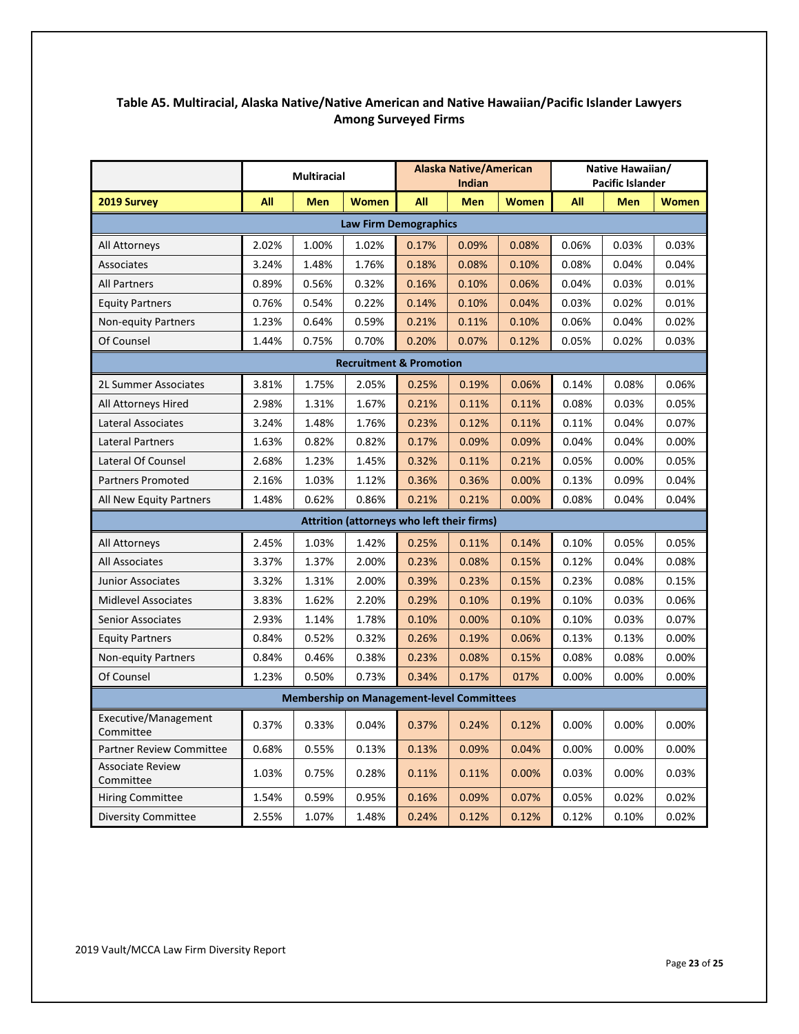## Table A5. Multiracial, Alaska Native/Native American and Native Hawaiian/Pacific Islander Lawyers Among Surveyed Firms

| | Multiracial | | | Alaska Native/American Indian | | | Native Hawaiian/ Pacific Islander | | |
|---|---|---|---|---|---|---|---|---|---|
| **2019 Survey** | **All** | **Men** | **Women** | **All** | **Men** | **Women** | **All** | **Men** | **Women** |
| **Law Firm Demographics** | | | | | | | | | |
| All Attorneys | 2.02% | 1.00% | 1.02% | 0.17% | 0.09% | 0.08% | 0.06% | 0.03% | 0.03% |
| Associates | 3.24% | 1.48% | 1.76% | 0.18% | 0.08% | 0.10% | 0.08% | 0.04% | 0.04% |
| All Partners | 0.89% | 0.56% | 0.32% | 0.16% | 0.10% | 0.06% | 0.04% | 0.03% | 0.01% |
| Equity Partners | 0.76% | 0.54% | 0.22% | 0.14% | 0.10% | 0.04% | 0.03% | 0.02% | 0.01% |
| Non-equity Partners | 1.23% | 0.64% | 0.59% | 0.21% | 0.11% | 0.10% | 0.06% | 0.04% | 0.02% |
| Of Counsel | 1.44% | 0.75% | 0.70% | 0.20% | 0.07% | 0.12% | 0.05% | 0.02% | 0.03% |
| **Recruitment & Promotion** | | | | | | | | | |
| 2L Summer Associates | 3.81% | 1.75% | 2.05% | 0.25% | 0.19% | 0.06% | 0.14% | 0.08% | 0.06% |
| All Attorneys Hired | 2.98% | 1.31% | 1.67% | 0.21% | 0.11% | 0.11% | 0.08% | 0.03% | 0.05% |
| Lateral Associates | 3.24% | 1.48% | 1.76% | 0.23% | 0.12% | 0.11% | 0.11% | 0.04% | 0.07% |
| Lateral Partners | 1.63% | 0.82% | 0.82% | 0.17% | 0.09% | 0.09% | 0.04% | 0.04% | 0.00% |
| Lateral Of Counsel | 2.68% | 1.23% | 1.45% | 0.32% | 0.11% | 0.21% | 0.05% | 0.00% | 0.05% |
| Partners Promoted | 2.16% | 1.03% | 1.12% | 0.36% | 0.36% | 0.00% | 0.13% | 0.09% | 0.04% |
| All New Equity Partners | 1.48% | 0.62% | 0.86% | 0.21% | 0.21% | 0.00% | 0.08% | 0.04% | 0.04% |
| **Attrition (attorneys who left their firms)** | | | | | | | | | |
| All Attorneys | 2.45% | 1.03% | 1.42% | 0.25% | 0.11% | 0.14% | 0.10% | 0.05% | 0.05% |
| All Associates | 3.37% | 1.37% | 2.00% | 0.23% | 0.08% | 0.15% | 0.12% | 0.04% | 0.08% |
| Junior Associates | 3.32% | 1.31% | 2.00% | 0.39% | 0.23% | 0.15% | 0.23% | 0.08% | 0.15% |
| Midlevel Associates | 3.83% | 1.62% | 2.20% | 0.29% | 0.10% | 0.19% | 0.10% | 0.03% | 0.06% |
| Senior Associates | 2.93% | 1.14% | 1.78% | 0.10% | 0.00% | 0.10% | 0.10% | 0.03% | 0.07% |
| Equity Partners | 0.84% | 0.52% | 0.32% | 0.26% | 0.19% | 0.06% | 0.13% | 0.13% | 0.00% |
| Non-equity Partners | 0.84% | 0.46% | 0.38% | 0.23% | 0.08% | 0.15% | 0.08% | 0.08% | 0.00% |
| Of Counsel | 1.23% | 0.50% | 0.73% | 0.34% | 0.17% | 017% | 0.00% | 0.00% | 0.00% |
| **Membership on Management-level Committees** | | | | | | | | | |
| Executive/Management Committee | 0.37% | 0.33% | 0.04% | 0.37% | 0.24% | 0.12% | 0.00% | 0.00% | 0.00% |
| Partner Review Committee | 0.68% | 0.55% | 0.13% | 0.13% | 0.09% | 0.04% | 0.00% | 0.00% | 0.00% |
| Associate Review Committee | 1.03% | 0.75% | 0.28% | 0.11% | 0.11% | 0.00% | 0.03% | 0.00% | 0.03% |
| Hiring Committee | 1.54% | 0.59% | 0.95% | 0.16% | 0.09% | 0.07% | 0.05% | 0.02% | 0.02% |
| Diversity Committee | 2.55% | 1.07% | 1.48% | 0.24% | 0.12% | 0.12% | 0.12% | 0.10% | 0.02% |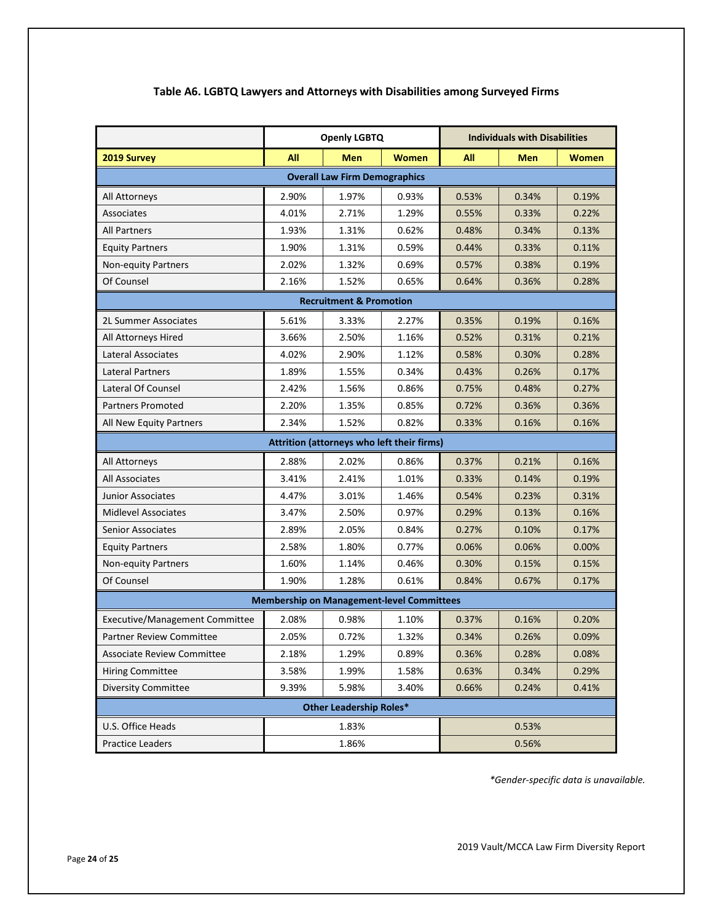### Table A6. LGBTQ Lawyers and Attorneys with Disabilities among Surveyed Firms

| | Openly LGBTQ | | | Individuals with Disabilities | | |
|---|---|---|---|---|---|---|
| **2019 Survey** | **All** | **Men** | **Women** | **All** | **Men** | **Women** |
| **Overall Law Firm Demographics** | | | | | | |
| All Attorneys | 2.90% | 1.97% | 0.93% | 0.53% | 0.34% | 0.19% |
| Associates | 4.01% | 2.71% | 1.29% | 0.55% | 0.33% | 0.22% |
| All Partners | 1.93% | 1.31% | 0.62% | 0.48% | 0.34% | 0.13% |
| Equity Partners | 1.90% | 1.31% | 0.59% | 0.44% | 0.33% | 0.11% |
| Non-equity Partners | 2.02% | 1.32% | 0.69% | 0.57% | 0.38% | 0.19% |
| Of Counsel | 2.16% | 1.52% | 0.65% | 0.64% | 0.36% | 0.28% |
| **Recruitment & Promotion** | | | | | | |
| 2L Summer Associates | 5.61% | 3.33% | 2.27% | 0.35% | 0.19% | 0.16% |
| All Attorneys Hired | 3.66% | 2.50% | 1.16% | 0.52% | 0.31% | 0.21% |
| Lateral Associates | 4.02% | 2.90% | 1.12% | 0.58% | 0.30% | 0.28% |
| Lateral Partners | 1.89% | 1.55% | 0.34% | 0.43% | 0.26% | 0.17% |
| Lateral Of Counsel | 2.42% | 1.56% | 0.86% | 0.75% | 0.48% | 0.27% |
| Partners Promoted | 2.20% | 1.35% | 0.85% | 0.72% | 0.36% | 0.36% |
| All New Equity Partners | 2.34% | 1.52% | 0.82% | 0.33% | 0.16% | 0.16% |
| **Attrition (attorneys who left their firms)** | | | | | | |
| All Attorneys | 2.88% | 2.02% | 0.86% | 0.37% | 0.21% | 0.16% |
| All Associates | 3.41% | 2.41% | 1.01% | 0.33% | 0.14% | 0.19% |
| Junior Associates | 4.47% | 3.01% | 1.46% | 0.54% | 0.23% | 0.31% |
| Midlevel Associates | 3.47% | 2.50% | 0.97% | 0.29% | 0.13% | 0.16% |
| Senior Associates | 2.89% | 2.05% | 0.84% | 0.27% | 0.10% | 0.17% |
| Equity Partners | 2.58% | 1.80% | 0.77% | 0.06% | 0.06% | 0.00% |
| Non-equity Partners | 1.60% | 1.14% | 0.46% | 0.30% | 0.15% | 0.15% |
| Of Counsel | 1.90% | 1.28% | 0.61% | 0.84% | 0.67% | 0.17% |
| **Membership on Management-level Committees** | | | | | | |
| Executive/Management Committee | 2.08% | 0.98% | 1.10% | 0.37% | 0.16% | 0.20% |
| Partner Review Committee | 2.05% | 0.72% | 1.32% | 0.34% | 0.26% | 0.09% |
| Associate Review Committee | 2.18% | 1.29% | 0.89% | 0.36% | 0.28% | 0.08% |
| Hiring Committee | 3.58% | 1.99% | 1.58% | 0.63% | 0.34% | 0.29% |
| Diversity Committee | 9.39% | 5.98% | 3.40% | 0.66% | 0.24% | 0.41% |
| **Other Leadership Roles*** | | | | | | |
| U.S. Office Heads | 1.83% | | | 0.53% | | |
| Practice Leaders | 1.86% | | | 0.56% | | |

*Gender-specific data is unavailable.*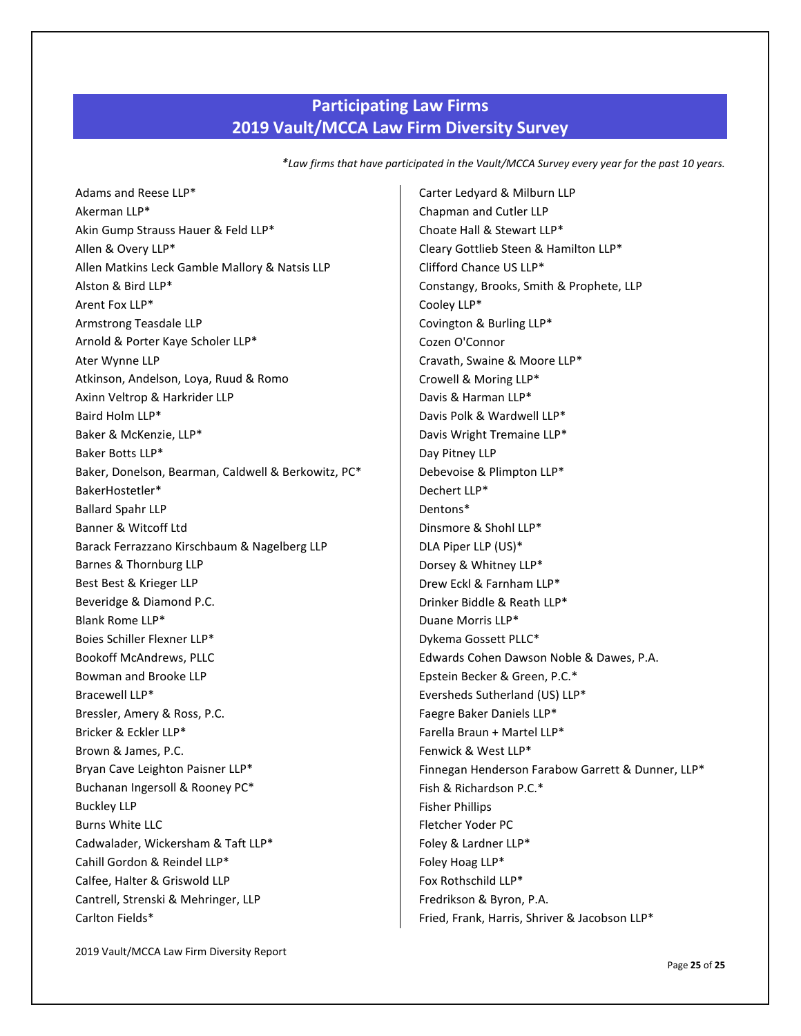## Participating Law Firms
## 2019 Vault/MCCA Law Firm Diversity Survey

*\*Law firms that have participated in the Vault/MCCA Survey every year for the past 10 years.*

Adams and Reese LLP*
Akerman LLP*
Akin Gump Strauss Hauer & Feld LLP*
Allen & Overy LLP*
Allen Matkins Leck Gamble Mallory & Natsis LLP
Alston & Bird LLP*
Arent Fox LLP*
Armstrong Teasdale LLP
Arnold & Porter Kaye Scholer LLP*
Ater Wynne LLP
Atkinson, Andelson, Loya, Ruud & Romo
Axinn Veltrop & Harkrider LLP
Baird Holm LLP*
Baker & McKenzie, LLP*
Baker Botts LLP*
Baker, Donelson, Bearman, Caldwell & Berkowitz, PC*
BakerHostetler*
Ballard Spahr LLP
Banner & Witcoff Ltd
Barack Ferrazzano Kirschbaum & Nagelberg LLP
Barnes & Thornburg LLP
Best Best & Krieger LLP
Beveridge & Diamond P.C.
Blank Rome LLP*
Boies Schiller Flexner LLP*
Bookoff McAndrews, PLLC
Bowman and Brooke LLP
Bracewell LLP*
Bressler, Amery & Ross, P.C.
Bricker & Eckler LLP*
Brown & James, P.C.
Bryan Cave Leighton Paisner LLP*
Buchanan Ingersoll & Rooney PC*
Buckley LLP
Burns White LLC
Cadwalader, Wickersham & Taft LLP*
Cahill Gordon & Reindel LLP*
Calfee, Halter & Griswold LLP
Cantrell, Strenski & Mehringer, LLP
Carlton Fields*
Carter Ledyard & Milburn LLP
Chapman and Cutler LLP
Choate Hall & Stewart LLP*
Cleary Gottlieb Steen & Hamilton LLP*
Clifford Chance US LLP*
Constangy, Brooks, Smith & Prophete, LLP
Cooley LLP*
Covington & Burling LLP*
Cozen O'Connor
Cravath, Swaine & Moore LLP*
Crowell & Moring LLP*
Davis & Harman LLP*
Davis Polk & Wardwell LLP*
Davis Wright Tremaine LLP*
Day Pitney LLP
Debevoise & Plimpton LLP*
Dechert LLP*
Dentons*
Dinsmore & Shohl LLP*
DLA Piper LLP (US)*
Dorsey & Whitney LLP*
Drew Eckl & Farnham LLP*
Drinker Biddle & Reath LLP*
Duane Morris LLP*
Dykema Gossett PLLC*
Edwards Cohen Dawson Noble & Dawes, P.A.
Epstein Becker & Green, P.C.*
Eversheds Sutherland (US) LLP*
Faegre Baker Daniels LLP*
Farella Braun + Martel LLP*
Fenwick & West LLP*
Finnegan Henderson Farabow Garrett & Dunner, LLP*
Fish & Richardson P.C.*
Fisher Phillips
Fletcher Yoder PC
Foley & Lardner LLP*
Foley Hoag LLP*
Fox Rothschild LLP*
Fredrikson & Byron, P.A.
Fried, Frank, Harris, Shriver & Jacobson LLP*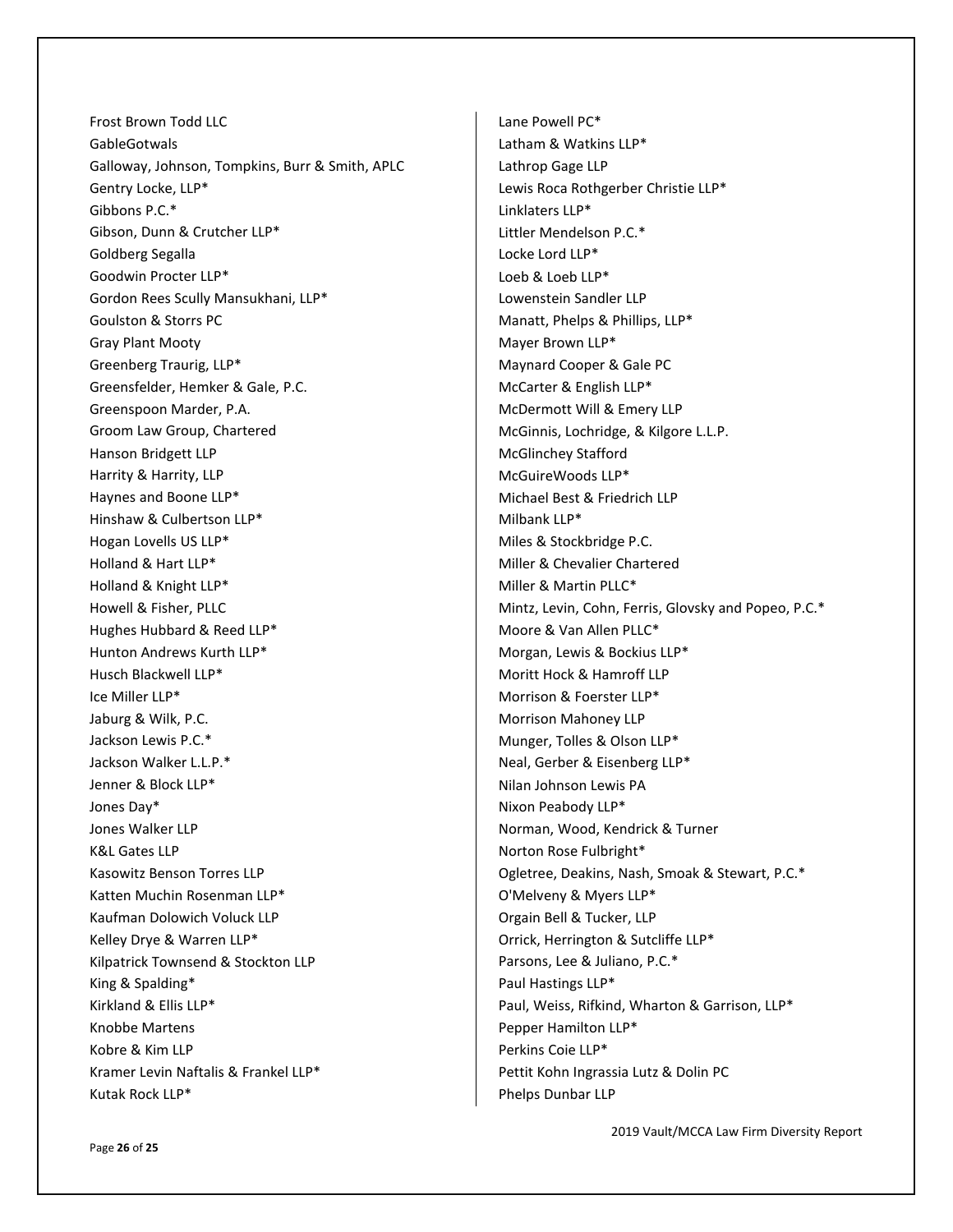Frost Brown Todd LLC
GableGotwals
Galloway, Johnson, Tompkins, Burr & Smith, APLC
Gentry Locke, LLP*
Gibbons P.C.*
Gibson, Dunn & Crutcher LLP*
Goldberg Segalla
Goodwin Procter LLP*
Gordon Rees Scully Mansukhani, LLP*
Goulston & Storrs PC
Gray Plant Mooty
Greenberg Traurig, LLP*
Greensfelder, Hemker & Gale, P.C.
Greenspoon Marder, P.A.
Groom Law Group, Chartered
Hanson Bridgett LLP
Harrity & Harrity, LLP
Haynes and Boone LLP*
Hinshaw & Culbertson LLP*
Hogan Lovells US LLP*
Holland & Hart LLP*
Holland & Knight LLP*
Howell & Fisher, PLLC
Hughes Hubbard & Reed LLP*
Hunton Andrews Kurth LLP*
Husch Blackwell LLP*
Ice Miller LLP*
Jaburg & Wilk, P.C.
Jackson Lewis P.C.*
Jackson Walker L.L.P.*
Jenner & Block LLP*
Jones Day*
Jones Walker LLP
K&L Gates LLP
Kasowitz Benson Torres LLP
Katten Muchin Rosenman LLP*
Kaufman Dolowich Voluck LLP
Kelley Drye & Warren LLP*
Kilpatrick Townsend & Stockton LLP
King & Spalding*
Kirkland & Ellis LLP*
Knobbe Martens
Kobre & Kim LLP
Kramer Levin Naftalis & Frankel LLP*
Kutak Rock LLP*
Lane Powell PC*
Latham & Watkins LLP*
Lathrop Gage LLP
Lewis Roca Rothgerber Christie LLP*
Linklaters LLP*
Littler Mendelson P.C.*
Locke Lord LLP*
Loeb & Loeb LLP*
Lowenstein Sandler LLP
Manatt, Phelps & Phillips, LLP*
Mayer Brown LLP*
Maynard Cooper & Gale PC
McCarter & English LLP*
McDermott Will & Emery LLP
McGinnis, Lochridge, & Kilgore L.L.P.
McGlinchey Stafford
McGuireWoods LLP*
Michael Best & Friedrich LLP
Milbank LLP*
Miles & Stockbridge P.C.
Miller & Chevalier Chartered
Miller & Martin PLLC*
Mintz, Levin, Cohn, Ferris, Glovsky and Popeo, P.C.*
Moore & Van Allen PLLC*
Morgan, Lewis & Bockius LLP*
Moritt Hock & Hamroff LLP
Morrison & Foerster LLP*
Morrison Mahoney LLP
Munger, Tolles & Olson LLP*
Neal, Gerber & Eisenberg LLP*
Nilan Johnson Lewis PA
Nixon Peabody LLP*
Norman, Wood, Kendrick & Turner
Norton Rose Fulbright*
Ogletree, Deakins, Nash, Smoak & Stewart, P.C.*
O'Melveny & Myers LLP*
Orgain Bell & Tucker, LLP
Orrick, Herrington & Sutcliffe LLP*
Parsons, Lee & Juliano, P.C.*
Paul Hastings LLP*
Paul, Weiss, Rifkind, Wharton & Garrison, LLP*
Pepper Hamilton LLP*
Perkins Coie LLP*
Pettit Kohn Ingrassia Lutz & Dolin PC
Phelps Dunbar LLP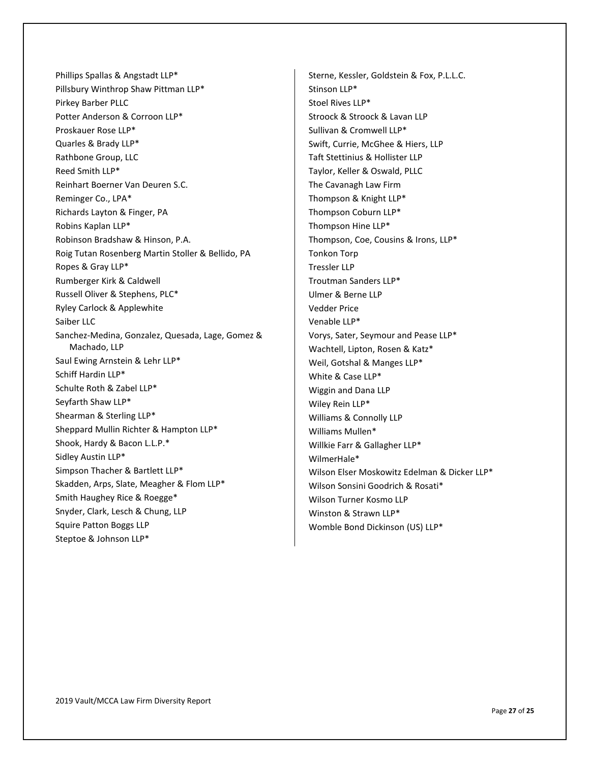Phillips Spallas & Angstadt LLP*
Pillsbury Winthrop Shaw Pittman LLP*
Pirkey Barber PLLC
Potter Anderson & Corroon LLP*
Proskauer Rose LLP*
Quarles & Brady LLP*
Rathbone Group, LLC
Reed Smith LLP*
Reinhart Boerner Van Deuren S.C.
Reminger Co., LPA*
Richards Layton & Finger, PA
Robins Kaplan LLP*
Robinson Bradshaw & Hinson, P.A.
Roig Tutan Rosenberg Martin Stoller & Bellido, PA
Ropes & Gray LLP*
Rumberger Kirk & Caldwell
Russell Oliver & Stephens, PLC*
Ryley Carlock & Applewhite
Saiber LLC
Sanchez-Medina, Gonzalez, Quesada, Lage, Gomez & Machado, LLP
Saul Ewing Arnstein & Lehr LLP*
Schiff Hardin LLP*
Schulte Roth & Zabel LLP*
Seyfarth Shaw LLP*
Shearman & Sterling LLP*
Sheppard Mullin Richter & Hampton LLP*
Shook, Hardy & Bacon L.L.P.*
Sidley Austin LLP*
Simpson Thacher & Bartlett LLP*
Skadden, Arps, Slate, Meagher & Flom LLP*
Smith Haughey Rice & Roegge*
Snyder, Clark, Lesch & Chung, LLP
Squire Patton Boggs LLP
Steptoe & Johnson LLP*
Sterne, Kessler, Goldstein & Fox, P.L.L.C.
Stinson LLP*
Stoel Rives LLP*
Stroock & Stroock & Lavan LLP
Sullivan & Cromwell LLP*
Swift, Currie, McGhee & Hiers, LLP
Taft Stettinius & Hollister LLP
Taylor, Keller & Oswald, PLLC
The Cavanagh Law Firm
Thompson & Knight LLP*
Thompson Coburn LLP*
Thompson Hine LLP*
Thompson, Coe, Cousins & Irons, LLP*
Tonkon Torp
Tressler LLP
Troutman Sanders LLP*
Ulmer & Berne LLP
Vedder Price
Venable LLP*
Vorys, Sater, Seymour and Pease LLP*
Wachtell, Lipton, Rosen & Katz*
Weil, Gotshal & Manges LLP*
White & Case LLP*
Wiggin and Dana LLP
Wiley Rein LLP*
Williams & Connolly LLP
Williams Mullen*
Willkie Farr & Gallagher LLP*
WilmerHale*
Wilson Elser Moskowitz Edelman & Dicker LLP*
Wilson Sonsini Goodrich & Rosati*
Wilson Turner Kosmo LLP
Winston & Strawn LLP*
Womble Bond Dickinson (US) LLP*